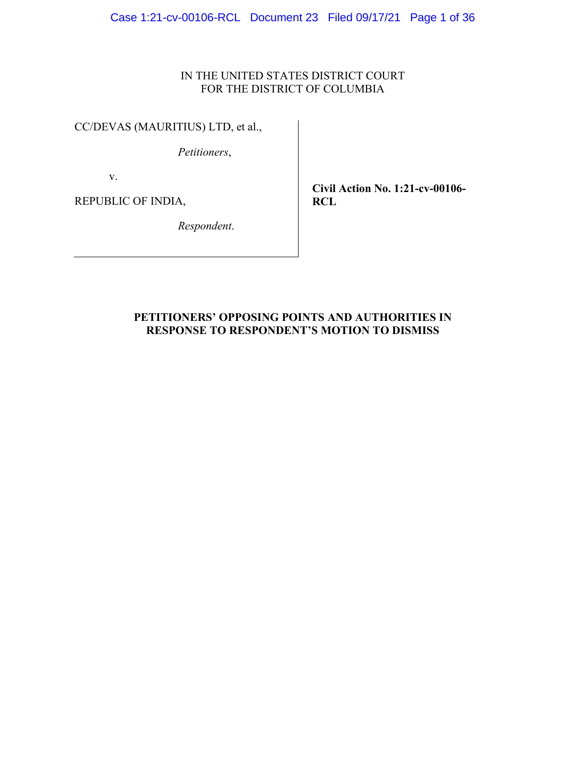IN THE UNITED STATES DISTRICT COURT
FOR THE DISTRICT OF COLUMBIA

CC/DEVAS (MAURITIUS) LTD, et al.,

*Petitioners*,

v.

REPUBLIC OF INDIA,

*Respondent*.

**Civil Action No. 1:21-cv-00106-RCL**

**PETITIONERS' OPPOSING POINTS AND AUTHORITIES IN RESPONSE TO RESPONDENT'S MOTION TO DISMISS**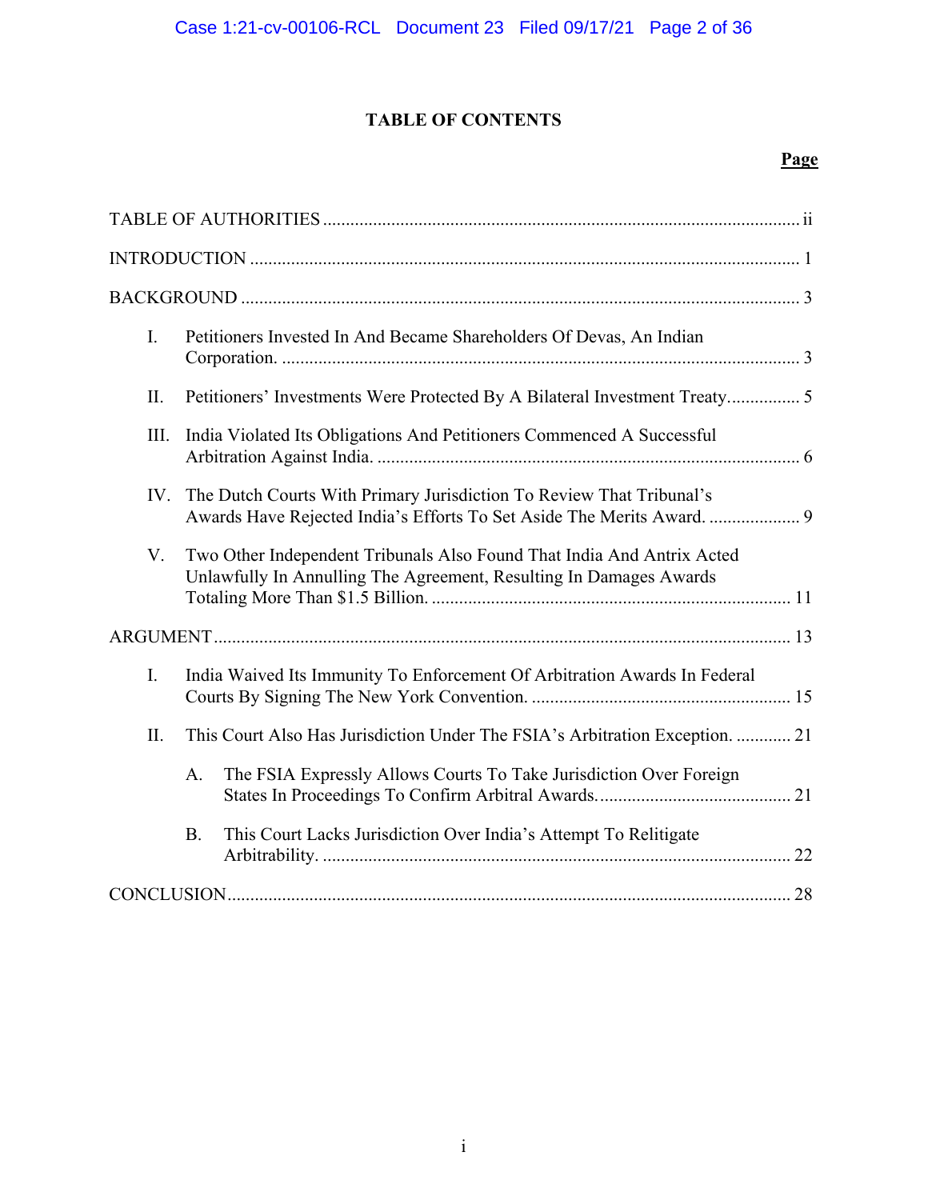# TABLE OF CONTENTS

| | Page |
|---|---|
| TABLE OF AUTHORITIES | ii |
| INTRODUCTION | 1 |
| BACKGROUND | 3 |
| I. Petitioners Invested In And Became Shareholders Of Devas, An Indian Corporation. | 3 |
| II. Petitioners' Investments Were Protected By A Bilateral Investment Treaty | 5 |
| III. India Violated Its Obligations And Petitioners Commenced A Successful Arbitration Against India. | 6 |
| IV. The Dutch Courts With Primary Jurisdiction To Review That Tribunal's Awards Have Rejected India's Efforts To Set Aside The Merits Award. | 9 |
| V. Two Other Independent Tribunals Also Found That India And Antrix Acted Unlawfully In Annulling The Agreement, Resulting In Damages Awards Totaling More Than $1.5 Billion. | 11 |
| ARGUMENT | 13 |
| I. India Waived Its Immunity To Enforcement Of Arbitration Awards In Federal Courts By Signing The New York Convention. | 15 |
| II. This Court Also Has Jurisdiction Under The FSIA's Arbitration Exception. | 21 |
| A. The FSIA Expressly Allows Courts To Take Jurisdiction Over Foreign States In Proceedings To Confirm Arbitral Awards. | 21 |
| B. This Court Lacks Jurisdiction Over India's Attempt To Relitigate Arbitrability. | 22 |
| CONCLUSION | 28 |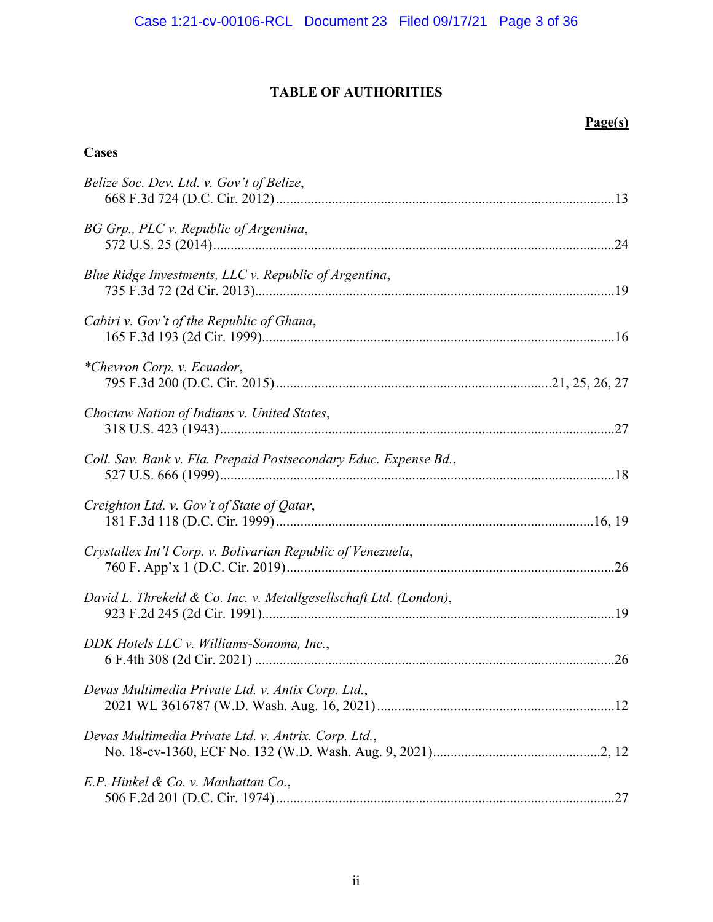# TABLE OF AUTHORITIES

**Page(s)**

### Cases

*Belize Soc. Dev. Ltd. v. Gov't of Belize*,
668 F.3d 724 (D.C. Cir. 2012)................................................................................................13

*BG Grp., PLC v. Republic of Argentina*,
572 U.S. 25 (2014)..................................................................................................................24

*Blue Ridge Investments, LLC v. Republic of Argentina*,
735 F.3d 72 (2d Cir. 2013)......................................................................................................19

*Cabiri v. Gov't of the Republic of Ghana*,
165 F.3d 193 (2d Cir. 1999)....................................................................................................16

*\*Chevron Corp. v. Ecuador*,
795 F.3d 200 (D.C. Cir. 2015)..............................................................................21, 25, 26, 27

*Choctaw Nation of Indians v. United States*,
318 U.S. 423 (1943)................................................................................................................27

*Coll. Sav. Bank v. Fla. Prepaid Postsecondary Educ. Expense Bd.*,
527 U.S. 666 (1999)................................................................................................................18

*Creighton Ltd. v. Gov't of State of Qatar*,
181 F.3d 118 (D.C. Cir. 1999)...........................................................................................16, 19

*Crystallex Int'l Corp. v. Bolivarian Republic of Venezuela*,
760 F. App'x 1 (D.C. Cir. 2019).............................................................................................26

*David L. Threkeld & Co. Inc. v. Metallgesellschaft Ltd. (London)*,
923 F.2d 245 (2d Cir. 1991)....................................................................................................19

*DDK Hotels LLC v. Williams-Sonoma, Inc.*,
6 F.4th 308 (2d Cir. 2021) ......................................................................................................26

*Devas Multimedia Private Ltd. v. Antix Corp. Ltd.*,
2021 WL 3616787 (W.D. Wash. Aug. 16, 2021)...................................................................12

*Devas Multimedia Private Ltd. v. Antrix. Corp. Ltd.*,
No. 18-cv-1360, ECF No. 132 (W.D. Wash. Aug. 9, 2021)...............................................2, 12

*E.P. Hinkel & Co. v. Manhattan Co.*,
506 F.2d 201 (D.C. Cir. 1974)................................................................................................27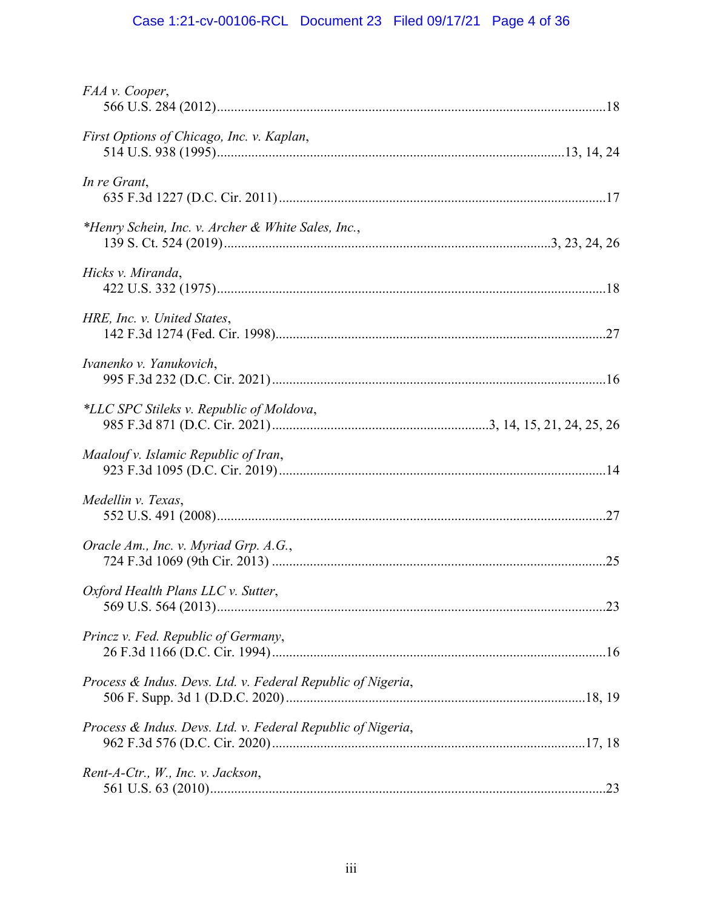*FAA v. Cooper*,
566 U.S. 284 (2012)....................................................................................................18

*First Options of Chicago, Inc. v. Kaplan*,
514 U.S. 938 (1995)....................................................................................13, 14, 24

*In re Grant*,
635 F.3d 1227 (D.C. Cir. 2011)..................................................................................17

*\*Henry Schein, Inc. v. Archer & White Sales, Inc.*,
139 S. Ct. 524 (2019)...............................................................................3, 23, 24, 26

*Hicks v. Miranda*,
422 U.S. 332 (1975)....................................................................................................18

*HRE, Inc. v. United States*,
142 F.3d 1274 (Fed. Cir. 1998)...................................................................................27

*Ivanenko v. Yanukovich*,
995 F.3d 232 (D.C. Cir. 2021)....................................................................................16

*\*LLC SPC Stileks v. Republic of Moldova*,
985 F.3d 871 (D.C. Cir. 2021)...............................................3, 14, 15, 21, 24, 25, 26

*Maalouf v. Islamic Republic of Iran*,
923 F.3d 1095 (D.C. Cir. 2019)..................................................................................14

*Medellin v. Texas*,
552 U.S. 491 (2008)....................................................................................................27

*Oracle Am., Inc. v. Myriad Grp. A.G.*,
724 F.3d 1069 (9th Cir. 2013).....................................................................................25

*Oxford Health Plans LLC v. Sutter*,
569 U.S. 564 (2013)....................................................................................................23

*Princz v. Fed. Republic of Germany*,
26 F.3d 1166 (D.C. Cir. 1994)....................................................................................16

*Process & Indus. Devs. Ltd. v. Federal Republic of Nigeria*,
506 F. Supp. 3d 1 (D.D.C. 2020).........................................................................18, 19

*Process & Indus. Devs. Ltd. v. Federal Republic of Nigeria*,
962 F.3d 576 (D.C. Cir. 2020).............................................................................17, 18

*Rent-A-Ctr., W., Inc. v. Jackson*,
561 U.S. 63 (2010)......................................................................................................23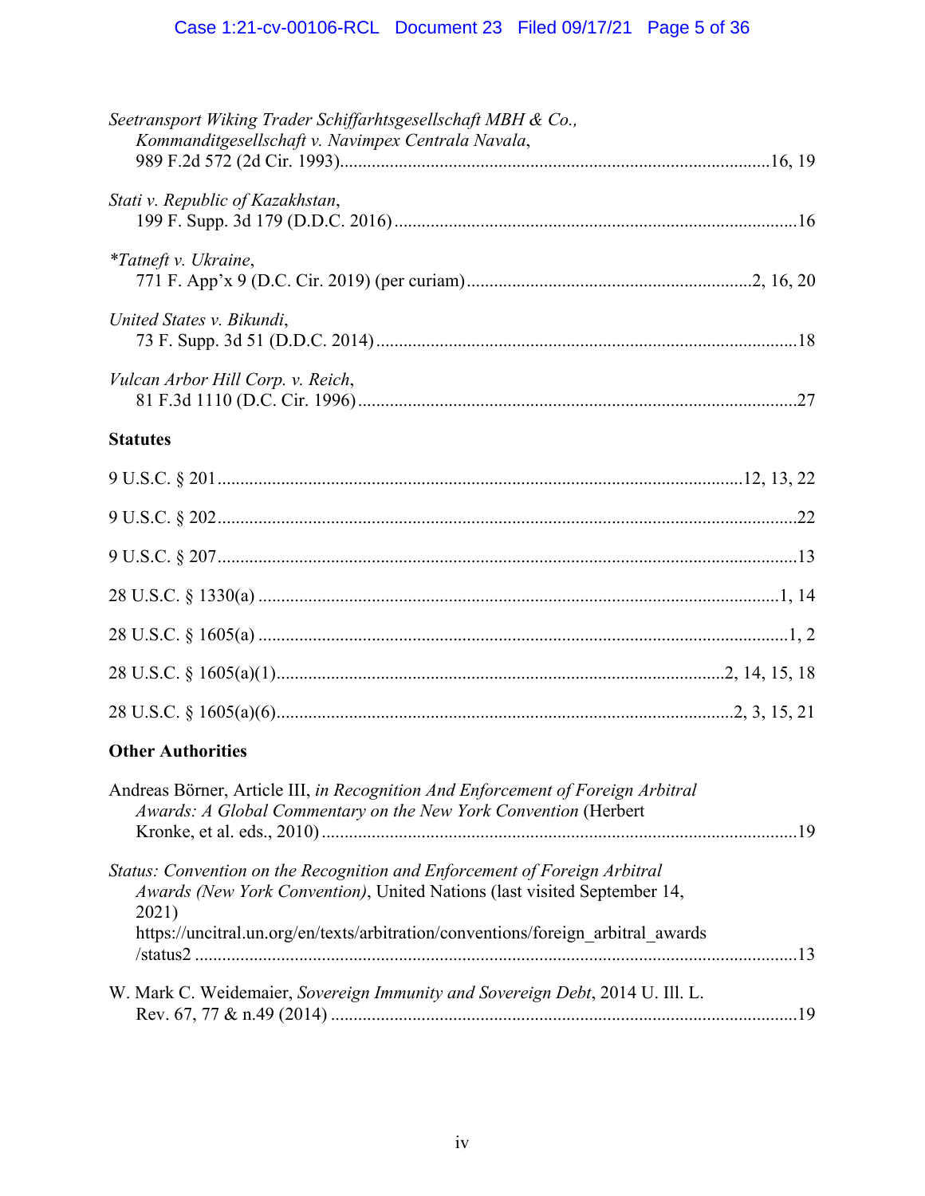*Seetransport Wiking Trader Schiffarhtsgesellschaft MBH & Co., Kommanditgesellschaft v. Navimpex Centrala Navala*,
989 F.2d 572 (2d Cir. 1993)....................16, 19

*Stati v. Republic of Kazakhstan*,
199 F. Supp. 3d 179 (D.D.C. 2016)....................16

**Tatneft v. Ukraine*,
771 F. App'x 9 (D.C. Cir. 2019) (per curiam)....................2, 16, 20

*United States v. Bikundi*,
73 F. Supp. 3d 51 (D.D.C. 2014)....................18

*Vulcan Arbor Hill Corp. v. Reich*,
81 F.3d 1110 (D.C. Cir. 1996)....................27

**Statutes**

9 U.S.C. § 201....................12, 13, 22

9 U.S.C. § 202....................22

9 U.S.C. § 207....................13

28 U.S.C. § 1330(a)....................1, 14

28 U.S.C. § 1605(a)....................1, 2

28 U.S.C. § 1605(a)(1)....................2, 14, 15, 18

28 U.S.C. § 1605(a)(6)....................2, 3, 15, 21

**Other Authorities**

Andreas Börner, Article III, *in Recognition And Enforcement of Foreign Arbitral Awards: A Global Commentary on the New York Convention* (Herbert Kronke, et al. eds., 2010)....................19

*Status: Convention on the Recognition and Enforcement of Foreign Arbitral Awards (New York Convention)*, United Nations (last visited September 14, 2021)
https://uncitral.un.org/en/texts/arbitration/conventions/foreign_arbitral_awards/status2....................13

W. Mark C. Weidemaier, *Sovereign Immunity and Sovereign Debt*, 2014 U. Ill. L. Rev. 67, 77 & n.49 (2014)....................19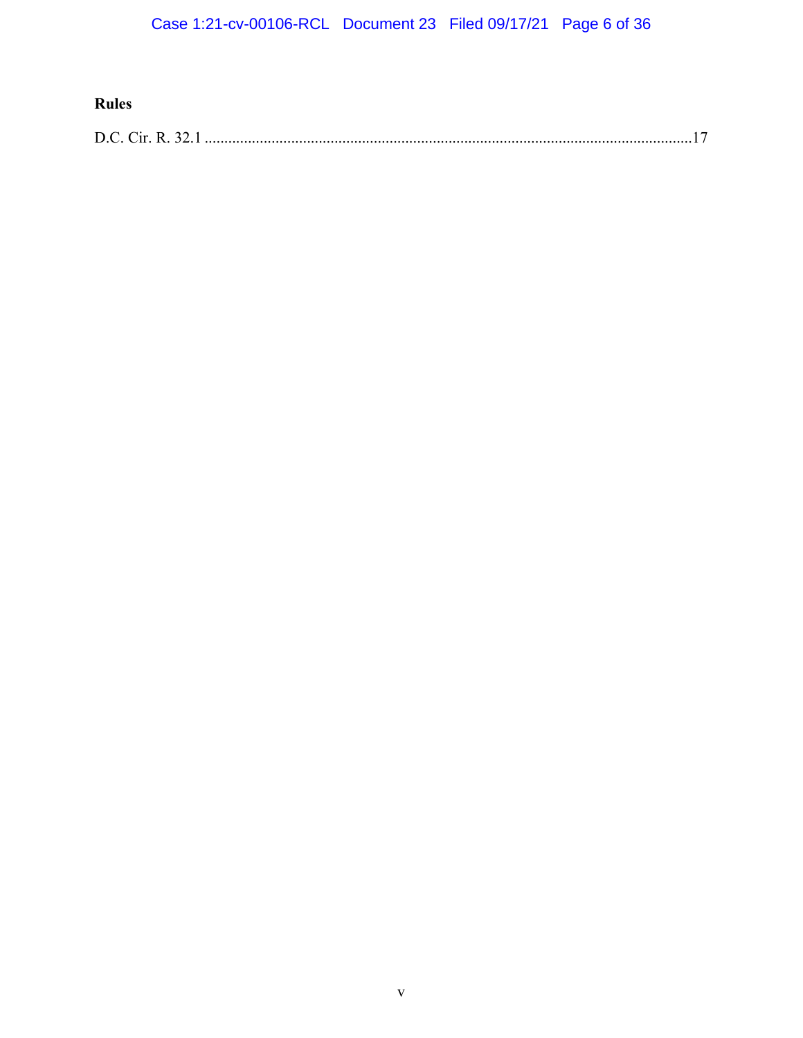**Rules**

D.C. Cir. R. 32.1 ..........................................................................................................................17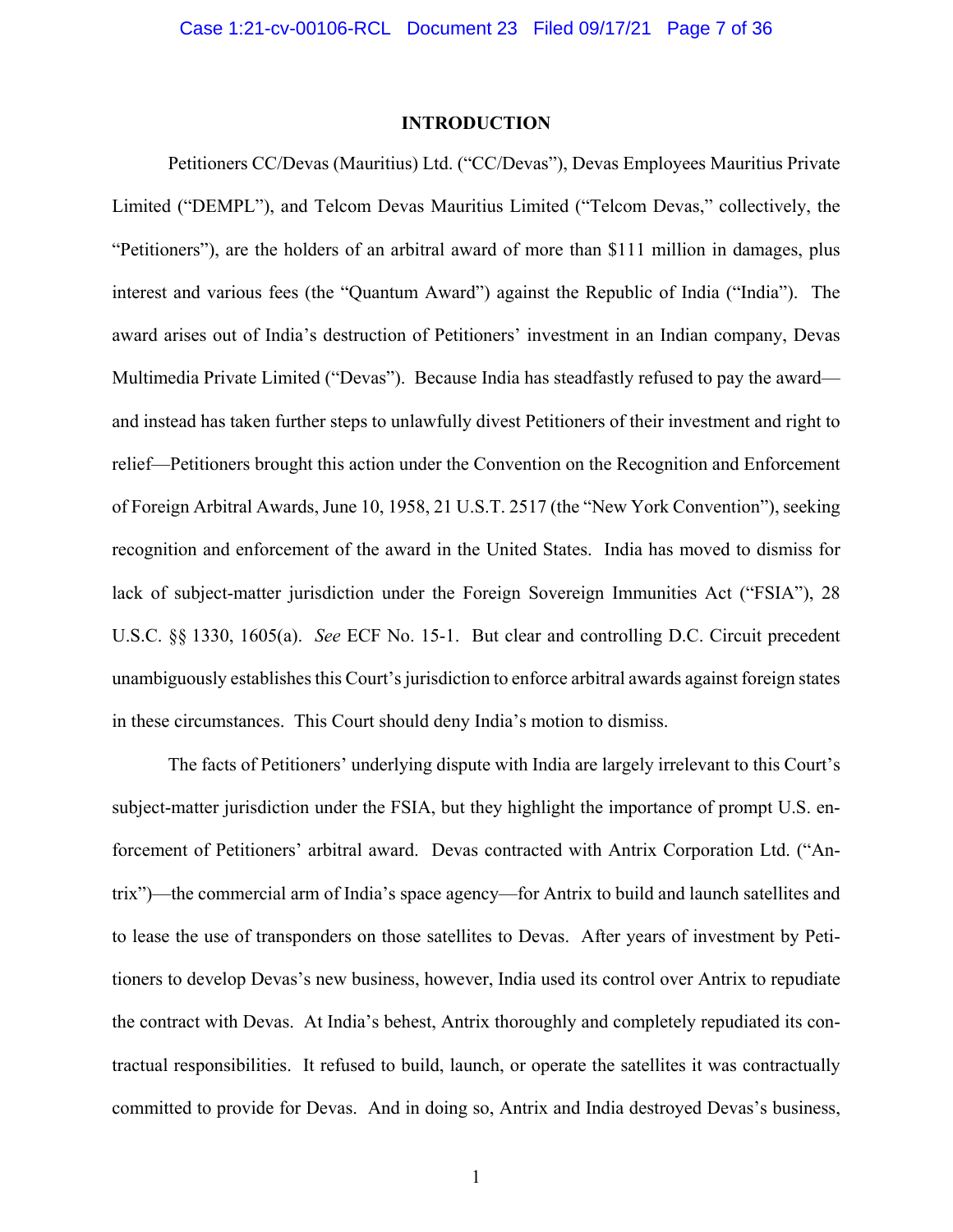# INTRODUCTION

Petitioners CC/Devas (Mauritius) Ltd. ("CC/Devas"), Devas Employees Mauritius Private Limited ("DEMPL"), and Telcom Devas Mauritius Limited ("Telcom Devas," collectively, the "Petitioners"), are the holders of an arbitral award of more than $111 million in damages, plus interest and various fees (the "Quantum Award") against the Republic of India ("India"). The award arises out of India's destruction of Petitioners' investment in an Indian company, Devas Multimedia Private Limited ("Devas"). Because India has steadfastly refused to pay the award—and instead has taken further steps to unlawfully divest Petitioners of their investment and right to relief—Petitioners brought this action under the Convention on the Recognition and Enforcement of Foreign Arbitral Awards, June 10, 1958, 21 U.S.T. 2517 (the "New York Convention"), seeking recognition and enforcement of the award in the United States. India has moved to dismiss for lack of subject-matter jurisdiction under the Foreign Sovereign Immunities Act ("FSIA"), 28 U.S.C. §§ 1330, 1605(a). *See* ECF No. 15-1. But clear and controlling D.C. Circuit precedent unambiguously establishes this Court's jurisdiction to enforce arbitral awards against foreign states in these circumstances. This Court should deny India's motion to dismiss.

The facts of Petitioners' underlying dispute with India are largely irrelevant to this Court's subject-matter jurisdiction under the FSIA, but they highlight the importance of prompt U.S. enforcement of Petitioners' arbitral award. Devas contracted with Antrix Corporation Ltd. ("Antrix")—the commercial arm of India's space agency—for Antrix to build and launch satellites and to lease the use of transponders on those satellites to Devas. After years of investment by Petitioners to develop Devas's new business, however, India used its control over Antrix to repudiate the contract with Devas. At India's behest, Antrix thoroughly and completely repudiated its contractual responsibilities. It refused to build, launch, or operate the satellites it was contractually committed to provide for Devas. And in doing so, Antrix and India destroyed Devas's business,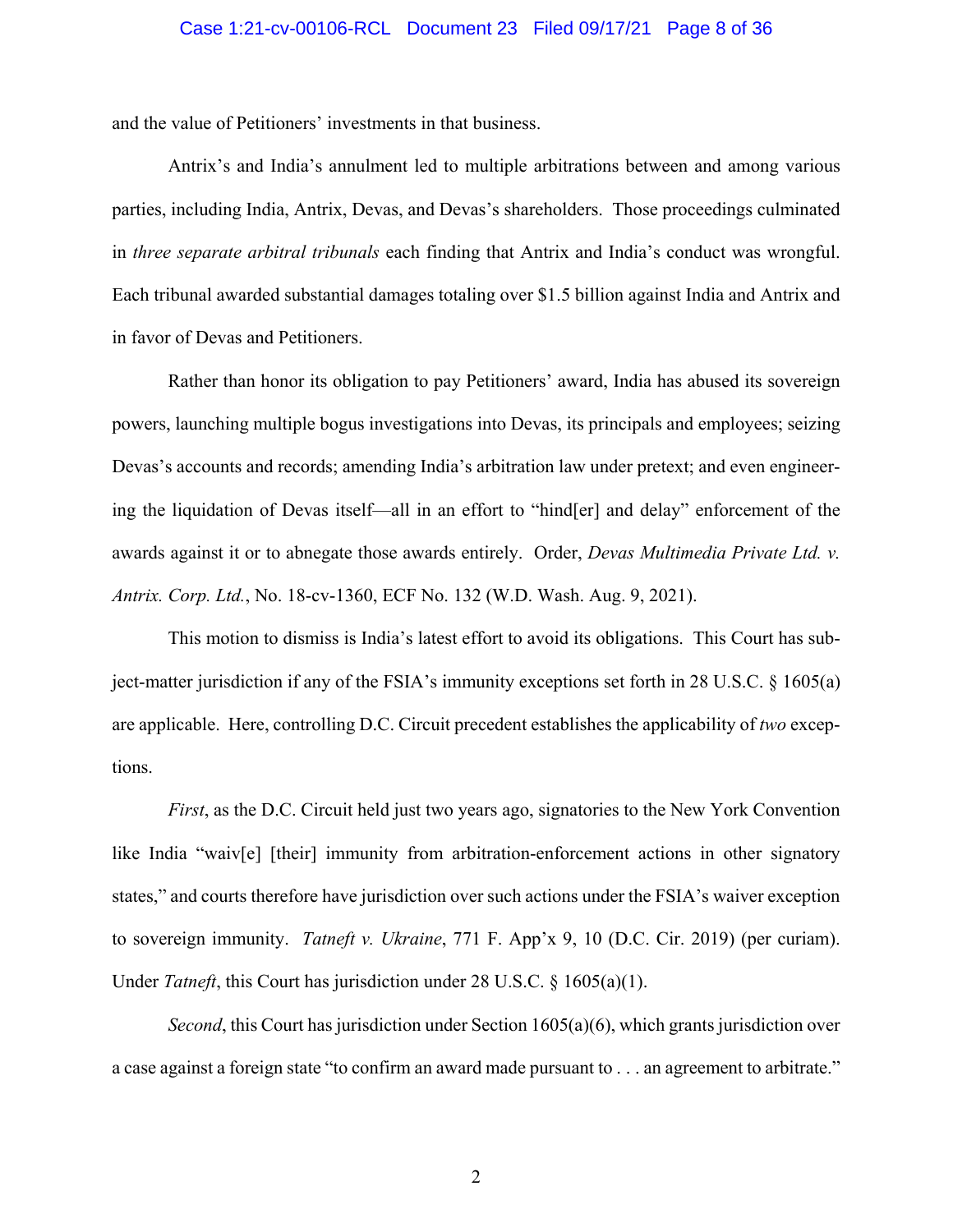and the value of Petitioners' investments in that business.

Antrix's and India's annulment led to multiple arbitrations between and among various parties, including India, Antrix, Devas, and Devas's shareholders. Those proceedings culminated in *three separate arbitral tribunals* each finding that Antrix and India's conduct was wrongful. Each tribunal awarded substantial damages totaling over $1.5 billion against India and Antrix and in favor of Devas and Petitioners.

Rather than honor its obligation to pay Petitioners' award, India has abused its sovereign powers, launching multiple bogus investigations into Devas, its principals and employees; seizing Devas's accounts and records; amending India's arbitration law under pretext; and even engineering the liquidation of Devas itself—all in an effort to "hind[er] and delay" enforcement of the awards against it or to abnegate those awards entirely. Order, *Devas Multimedia Private Ltd. v. Antrix. Corp. Ltd.*, No. 18-cv-1360, ECF No. 132 (W.D. Wash. Aug. 9, 2021).

This motion to dismiss is India's latest effort to avoid its obligations. This Court has subject-matter jurisdiction if any of the FSIA's immunity exceptions set forth in 28 U.S.C. § 1605(a) are applicable. Here, controlling D.C. Circuit precedent establishes the applicability of *two* exceptions.

*First*, as the D.C. Circuit held just two years ago, signatories to the New York Convention like India "waiv[e] [their] immunity from arbitration-enforcement actions in other signatory states," and courts therefore have jurisdiction over such actions under the FSIA's waiver exception to sovereign immunity. *Tatneft v. Ukraine*, 771 F. App'x 9, 10 (D.C. Cir. 2019) (per curiam). Under *Tatneft*, this Court has jurisdiction under 28 U.S.C. § 1605(a)(1).

*Second*, this Court has jurisdiction under Section 1605(a)(6), which grants jurisdiction over a case against a foreign state "to confirm an award made pursuant to . . . an agreement to arbitrate."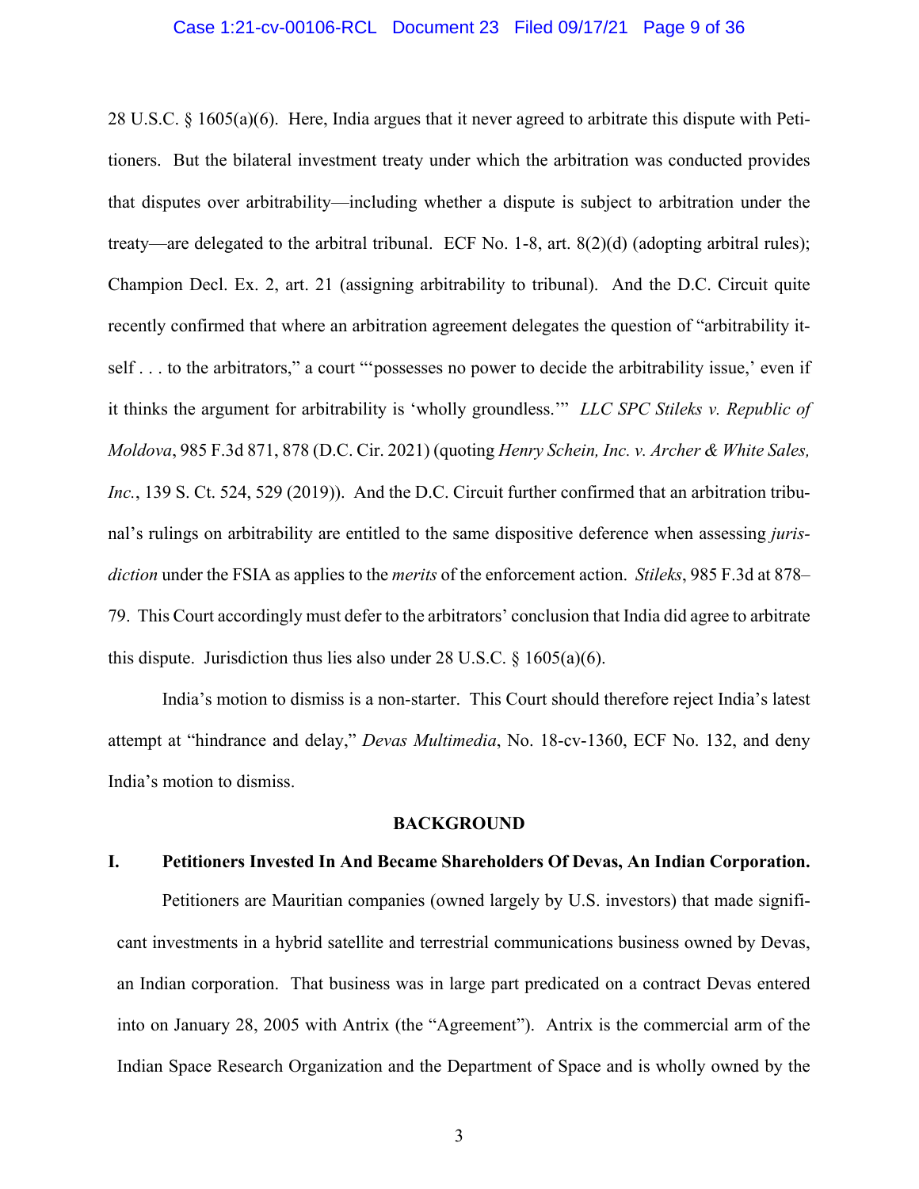28 U.S.C. § 1605(a)(6). Here, India argues that it never agreed to arbitrate this dispute with Petitioners. But the bilateral investment treaty under which the arbitration was conducted provides that disputes over arbitrability—including whether a dispute is subject to arbitration under the treaty—are delegated to the arbitral tribunal. ECF No. 1-8, art. 8(2)(d) (adopting arbitral rules); Champion Decl. Ex. 2, art. 21 (assigning arbitrability to tribunal). And the D.C. Circuit quite recently confirmed that where an arbitration agreement delegates the question of "arbitrability itself . . . to the arbitrators," a court "'possesses no power to decide the arbitrability issue,' even if it thinks the argument for arbitrability is 'wholly groundless.'" *LLC SPC Stileks v. Republic of Moldova*, 985 F.3d 871, 878 (D.C. Cir. 2021) (quoting *Henry Schein, Inc. v. Archer & White Sales, Inc.*, 139 S. Ct. 524, 529 (2019)). And the D.C. Circuit further confirmed that an arbitration tribunal's rulings on arbitrability are entitled to the same dispositive deference when assessing *jurisdiction* under the FSIA as applies to the *merits* of the enforcement action. *Stileks*, 985 F.3d at 878–79. This Court accordingly must defer to the arbitrators' conclusion that India did agree to arbitrate this dispute. Jurisdiction thus lies also under 28 U.S.C. § 1605(a)(6).

India's motion to dismiss is a non-starter. This Court should therefore reject India's latest attempt at "hindrance and delay," *Devas Multimedia*, No. 18-cv-1360, ECF No. 132, and deny India's motion to dismiss.

## BACKGROUND

### I. Petitioners Invested In And Became Shareholders Of Devas, An Indian Corporation.

Petitioners are Mauritian companies (owned largely by U.S. investors) that made significant investments in a hybrid satellite and terrestrial communications business owned by Devas, an Indian corporation. That business was in large part predicated on a contract Devas entered into on January 28, 2005 with Antrix (the "Agreement"). Antrix is the commercial arm of the Indian Space Research Organization and the Department of Space and is wholly owned by the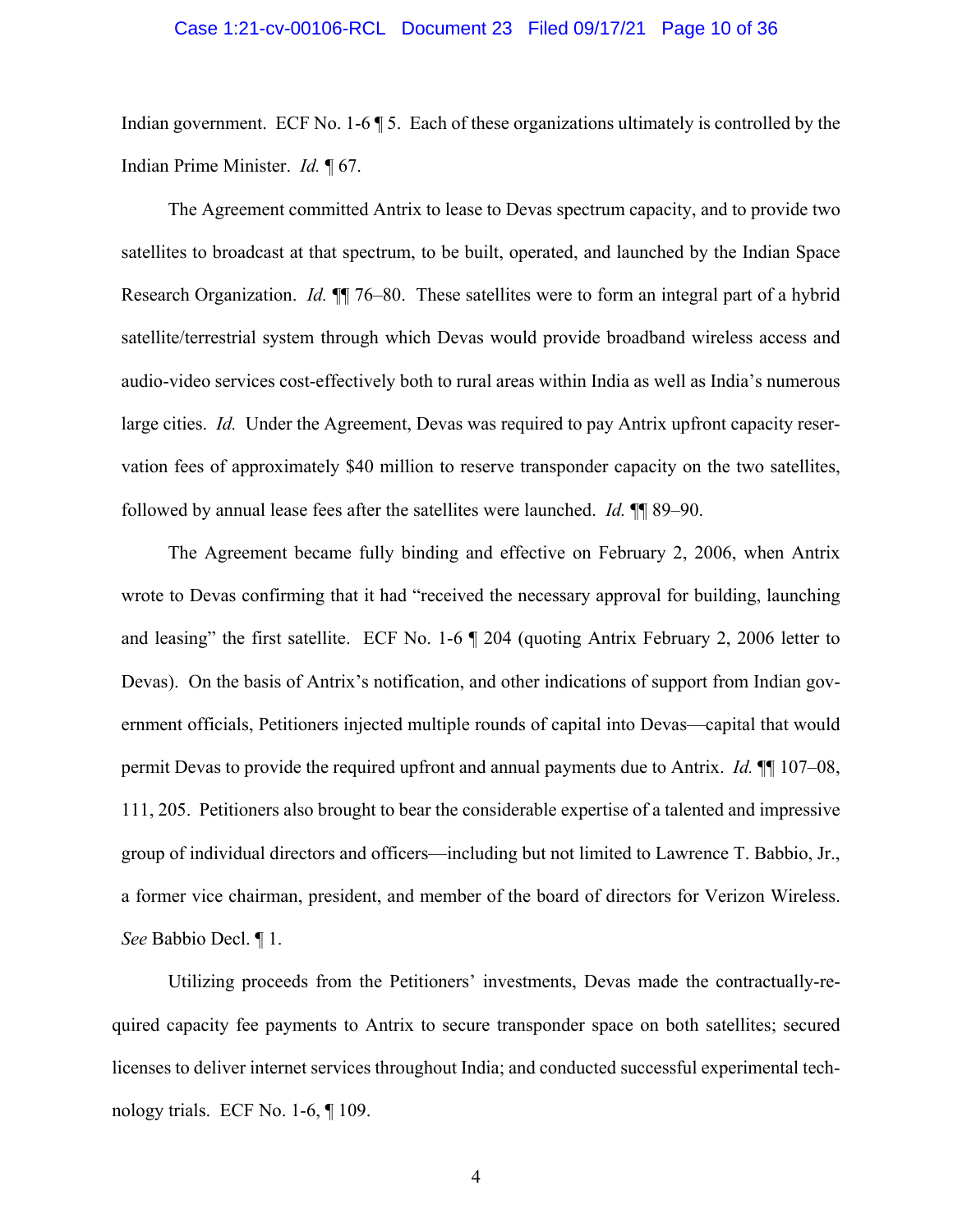Indian government. ECF No. 1-6 ¶ 5. Each of these organizations ultimately is controlled by the Indian Prime Minister. *Id.* ¶ 67.

The Agreement committed Antrix to lease to Devas spectrum capacity, and to provide two satellites to broadcast at that spectrum, to be built, operated, and launched by the Indian Space Research Organization. *Id.* ¶¶ 76–80. These satellites were to form an integral part of a hybrid satellite/terrestrial system through which Devas would provide broadband wireless access and audio-video services cost-effectively both to rural areas within India as well as India's numerous large cities. *Id.* Under the Agreement, Devas was required to pay Antrix upfront capacity reservation fees of approximately $40 million to reserve transponder capacity on the two satellites, followed by annual lease fees after the satellites were launched. *Id.* ¶¶ 89–90.

The Agreement became fully binding and effective on February 2, 2006, when Antrix wrote to Devas confirming that it had "received the necessary approval for building, launching and leasing" the first satellite. ECF No. 1-6 ¶ 204 (quoting Antrix February 2, 2006 letter to Devas). On the basis of Antrix's notification, and other indications of support from Indian government officials, Petitioners injected multiple rounds of capital into Devas—capital that would permit Devas to provide the required upfront and annual payments due to Antrix. *Id.* ¶¶ 107–08, 111, 205. Petitioners also brought to bear the considerable expertise of a talented and impressive group of individual directors and officers—including but not limited to Lawrence T. Babbio, Jr., a former vice chairman, president, and member of the board of directors for Verizon Wireless. *See* Babbio Decl. ¶ 1.

Utilizing proceeds from the Petitioners' investments, Devas made the contractually-required capacity fee payments to Antrix to secure transponder space on both satellites; secured licenses to deliver internet services throughout India; and conducted successful experimental technology trials. ECF No. 1-6, ¶ 109.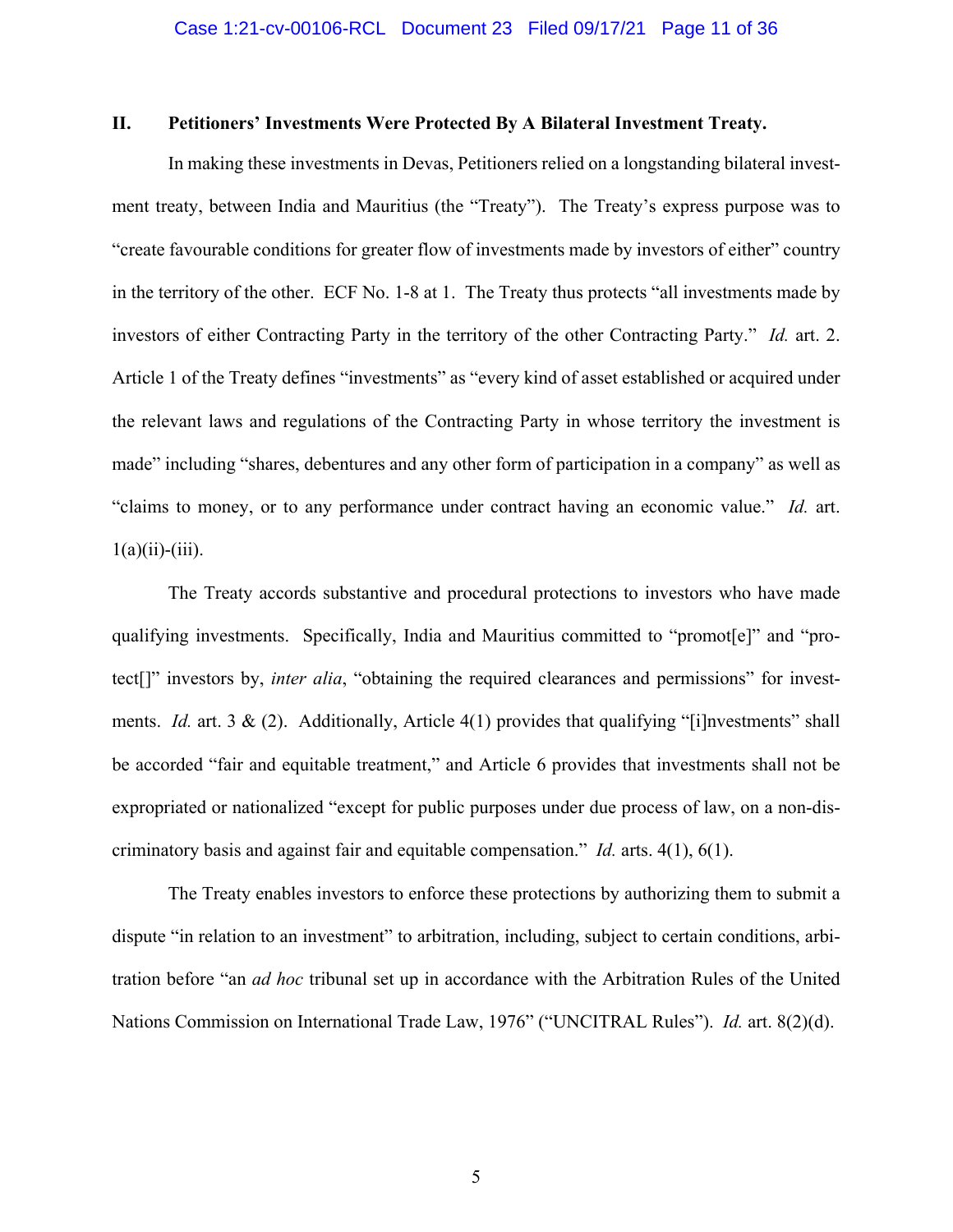## II. Petitioners' Investments Were Protected By A Bilateral Investment Treaty.

In making these investments in Devas, Petitioners relied on a longstanding bilateral investment treaty, between India and Mauritius (the "Treaty"). The Treaty's express purpose was to "create favourable conditions for greater flow of investments made by investors of either" country in the territory of the other. ECF No. 1-8 at 1. The Treaty thus protects "all investments made by investors of either Contracting Party in the territory of the other Contracting Party." *Id.* art. 2. Article 1 of the Treaty defines "investments" as "every kind of asset established or acquired under the relevant laws and regulations of the Contracting Party in whose territory the investment is made" including "shares, debentures and any other form of participation in a company" as well as "claims to money, or to any performance under contract having an economic value." *Id.* art. 1(a)(ii)-(iii).

The Treaty accords substantive and procedural protections to investors who have made qualifying investments. Specifically, India and Mauritius committed to "promot[e]" and "protect[]" investors by, *inter alia*, "obtaining the required clearances and permissions" for investments. *Id.* art. 3 & (2). Additionally, Article 4(1) provides that qualifying "[i]nvestments" shall be accorded "fair and equitable treatment," and Article 6 provides that investments shall not be expropriated or nationalized "except for public purposes under due process of law, on a non-discriminatory basis and against fair and equitable compensation." *Id.* arts. 4(1), 6(1).

The Treaty enables investors to enforce these protections by authorizing them to submit a dispute "in relation to an investment" to arbitration, including, subject to certain conditions, arbitration before "an *ad hoc* tribunal set up in accordance with the Arbitration Rules of the United Nations Commission on International Trade Law, 1976" ("UNCITRAL Rules"). *Id.* art. 8(2)(d).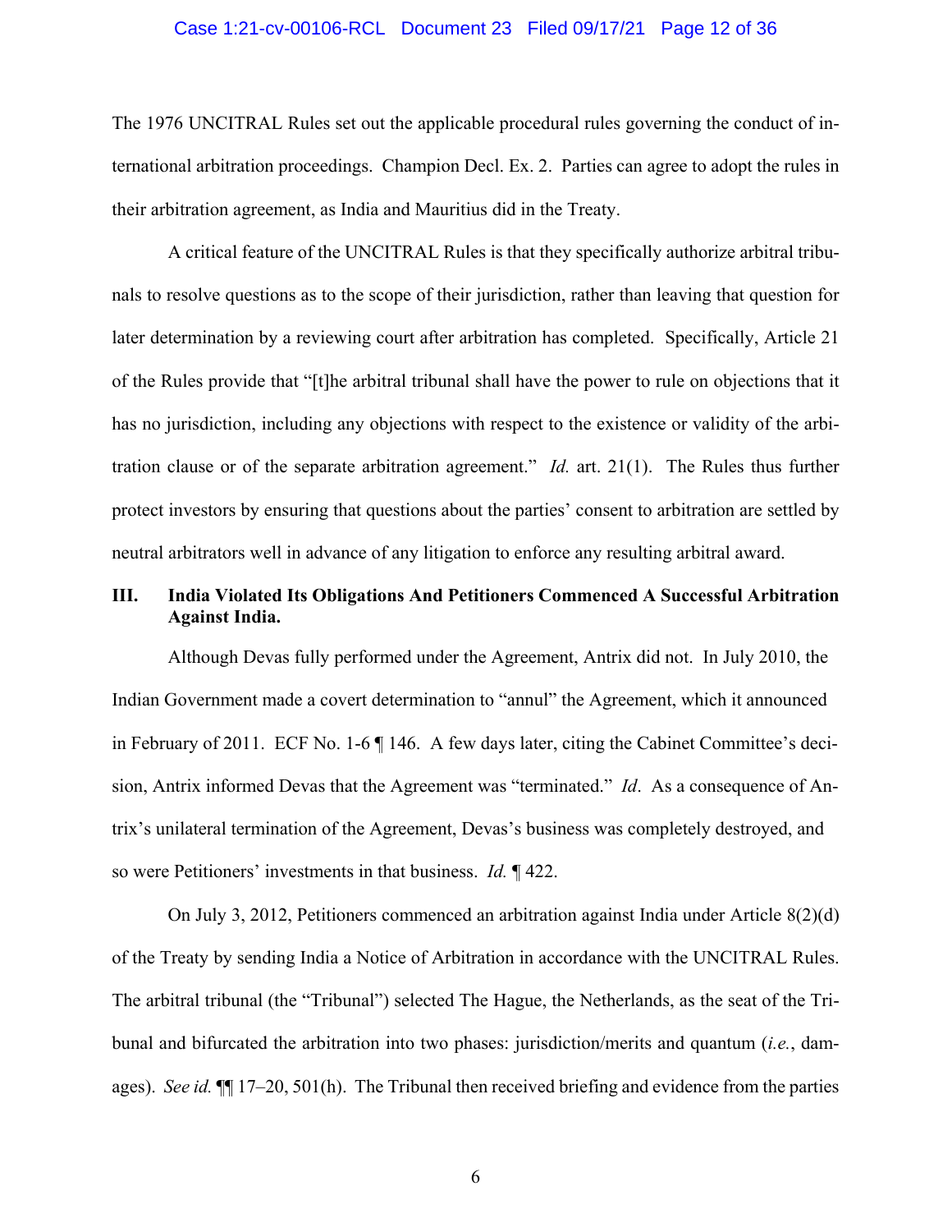The 1976 UNCITRAL Rules set out the applicable procedural rules governing the conduct of international arbitration proceedings. Champion Decl. Ex. 2. Parties can agree to adopt the rules in their arbitration agreement, as India and Mauritius did in the Treaty.

A critical feature of the UNCITRAL Rules is that they specifically authorize arbitral tribunals to resolve questions as to the scope of their jurisdiction, rather than leaving that question for later determination by a reviewing court after arbitration has completed. Specifically, Article 21 of the Rules provide that "[t]he arbitral tribunal shall have the power to rule on objections that it has no jurisdiction, including any objections with respect to the existence or validity of the arbitration clause or of the separate arbitration agreement." *Id.* art. 21(1). The Rules thus further protect investors by ensuring that questions about the parties' consent to arbitration are settled by neutral arbitrators well in advance of any litigation to enforce any resulting arbitral award.

## III. India Violated Its Obligations And Petitioners Commenced A Successful Arbitration Against India.

Although Devas fully performed under the Agreement, Antrix did not. In July 2010, the Indian Government made a covert determination to "annul" the Agreement, which it announced in February of 2011. ECF No. 1-6 ¶ 146. A few days later, citing the Cabinet Committee's decision, Antrix informed Devas that the Agreement was "terminated." *Id*. As a consequence of Antrix's unilateral termination of the Agreement, Devas's business was completely destroyed, and so were Petitioners' investments in that business. *Id.* ¶ 422.

On July 3, 2012, Petitioners commenced an arbitration against India under Article 8(2)(d) of the Treaty by sending India a Notice of Arbitration in accordance with the UNCITRAL Rules. The arbitral tribunal (the "Tribunal") selected The Hague, the Netherlands, as the seat of the Tribunal and bifurcated the arbitration into two phases: jurisdiction/merits and quantum (*i.e.*, damages). *See id.* ¶¶ 17–20, 501(h). The Tribunal then received briefing and evidence from the parties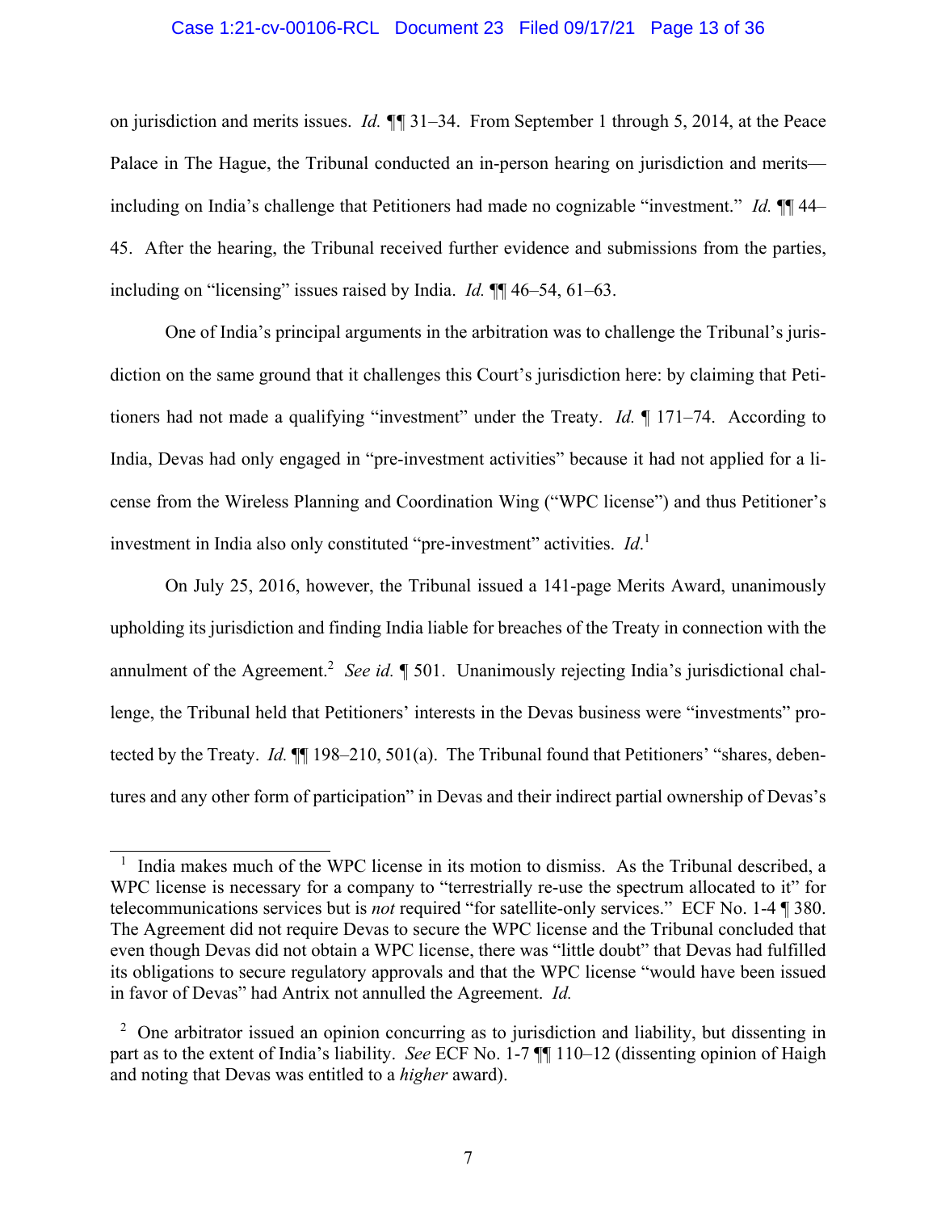on jurisdiction and merits issues. *Id.* ¶¶ 31–34. From September 1 through 5, 2014, at the Peace Palace in The Hague, the Tribunal conducted an in-person hearing on jurisdiction and merits—including on India's challenge that Petitioners had made no cognizable "investment." *Id.* ¶¶ 44–45. After the hearing, the Tribunal received further evidence and submissions from the parties, including on "licensing" issues raised by India. *Id.* ¶¶ 46–54, 61–63.

One of India's principal arguments in the arbitration was to challenge the Tribunal's jurisdiction on the same ground that it challenges this Court's jurisdiction here: by claiming that Petitioners had not made a qualifying "investment" under the Treaty. *Id.* ¶ 171–74. According to India, Devas had only engaged in "pre-investment activities" because it had not applied for a license from the Wireless Planning and Coordination Wing ("WPC license") and thus Petitioner's investment in India also only constituted "pre-investment" activities. *Id.*[1]

On July 25, 2016, however, the Tribunal issued a 141-page Merits Award, unanimously upholding its jurisdiction and finding India liable for breaches of the Treaty in connection with the annulment of the Agreement.[2] *See id.* ¶ 501. Unanimously rejecting India's jurisdictional challenge, the Tribunal held that Petitioners' interests in the Devas business were "investments" protected by the Treaty. *Id.* ¶¶ 198–210, 501(a). The Tribunal found that Petitioners' "shares, debentures and any other form of participation" in Devas and their indirect partial ownership of Devas's

---

[1] India makes much of the WPC license in its motion to dismiss. As the Tribunal described, a WPC license is necessary for a company to "terrestrially re-use the spectrum allocated to it" for telecommunications services but is *not* required "for satellite-only services." ECF No. 1-4 ¶ 380. The Agreement did not require Devas to secure the WPC license and the Tribunal concluded that even though Devas did not obtain a WPC license, there was "little doubt" that Devas had fulfilled its obligations to secure regulatory approvals and that the WPC license "would have been issued in favor of Devas" had Antrix not annulled the Agreement. *Id.*

[2] One arbitrator issued an opinion concurring as to jurisdiction and liability, but dissenting in part as to the extent of India's liability. *See* ECF No. 1-7 ¶¶ 110–12 (dissenting opinion of Haigh and noting that Devas was entitled to a *higher* award).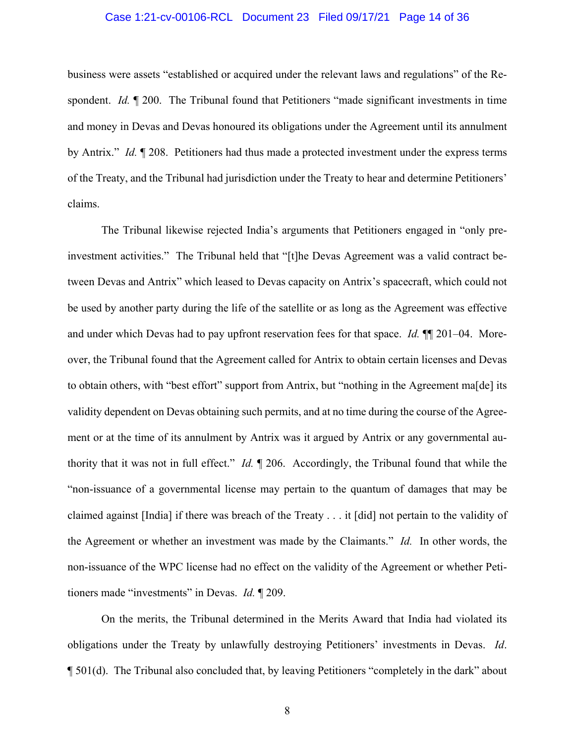business were assets "established or acquired under the relevant laws and regulations" of the Respondent. *Id.* ¶ 200. The Tribunal found that Petitioners "made significant investments in time and money in Devas and Devas honoured its obligations under the Agreement until its annulment by Antrix." *Id.* ¶ 208. Petitioners had thus made a protected investment under the express terms of the Treaty, and the Tribunal had jurisdiction under the Treaty to hear and determine Petitioners' claims.

The Tribunal likewise rejected India's arguments that Petitioners engaged in "only pre-investment activities." The Tribunal held that "[t]he Devas Agreement was a valid contract between Devas and Antrix" which leased to Devas capacity on Antrix's spacecraft, which could not be used by another party during the life of the satellite or as long as the Agreement was effective and under which Devas had to pay upfront reservation fees for that space. *Id.* ¶¶ 201–04. Moreover, the Tribunal found that the Agreement called for Antrix to obtain certain licenses and Devas to obtain others, with "best effort" support from Antrix, but "nothing in the Agreement ma[de] its validity dependent on Devas obtaining such permits, and at no time during the course of the Agreement or at the time of its annulment by Antrix was it argued by Antrix or any governmental authority that it was not in full effect." *Id.* ¶ 206. Accordingly, the Tribunal found that while the "non-issuance of a governmental license may pertain to the quantum of damages that may be claimed against [India] if there was breach of the Treaty . . . it [did] not pertain to the validity of the Agreement or whether an investment was made by the Claimants." *Id.* In other words, the non-issuance of the WPC license had no effect on the validity of the Agreement or whether Petitioners made "investments" in Devas. *Id.* ¶ 209.

On the merits, the Tribunal determined in the Merits Award that India had violated its obligations under the Treaty by unlawfully destroying Petitioners' investments in Devas. *Id*. ¶ 501(d). The Tribunal also concluded that, by leaving Petitioners "completely in the dark" about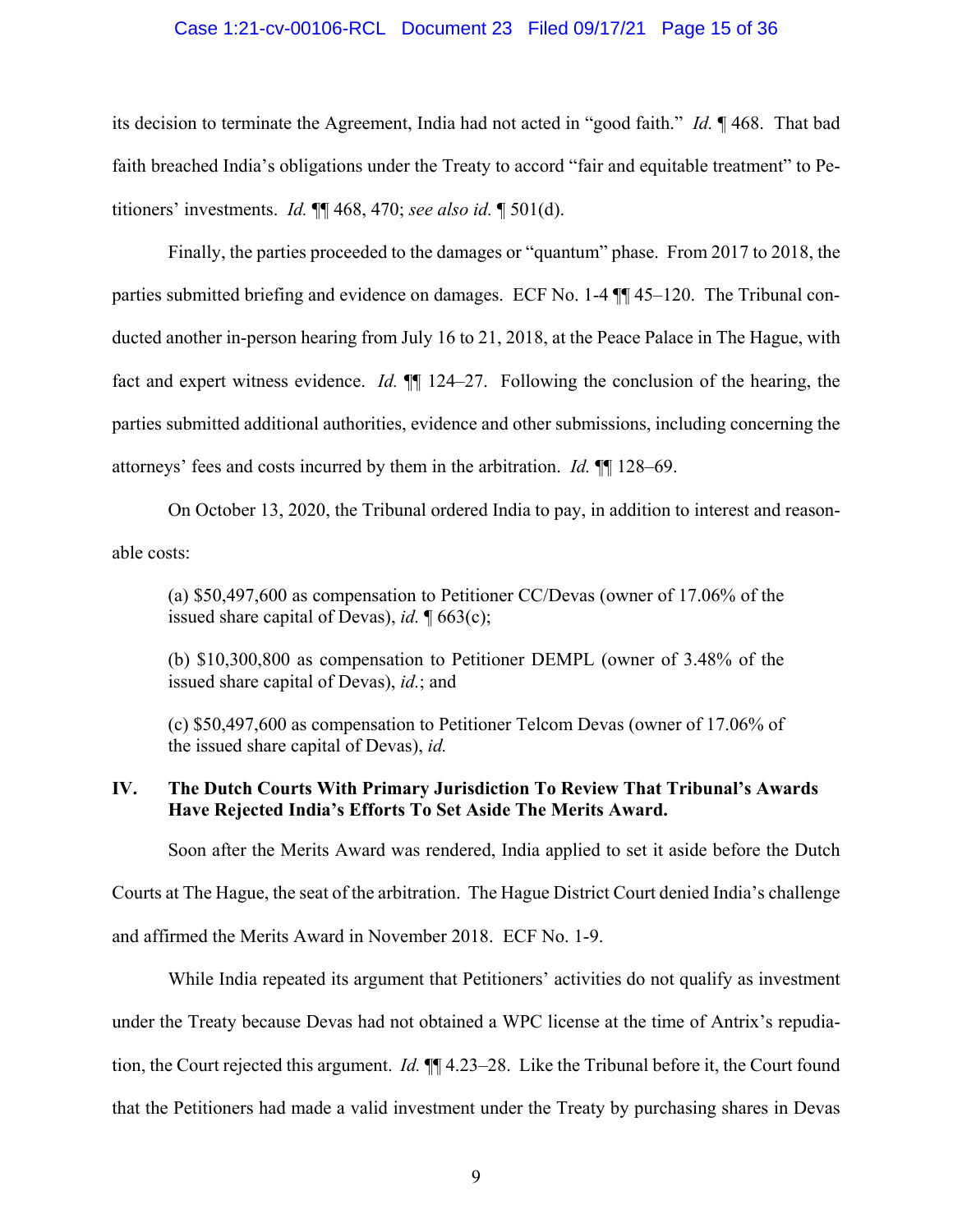its decision to terminate the Agreement, India had not acted in "good faith." *Id.* ¶ 468. That bad faith breached India's obligations under the Treaty to accord "fair and equitable treatment" to Petitioners' investments. *Id.* ¶¶ 468, 470; *see also id.* ¶ 501(d).

Finally, the parties proceeded to the damages or "quantum" phase. From 2017 to 2018, the parties submitted briefing and evidence on damages. ECF No. 1-4 ¶¶ 45–120. The Tribunal conducted another in-person hearing from July 16 to 21, 2018, at the Peace Palace in The Hague, with fact and expert witness evidence. *Id.* ¶¶ 124–27. Following the conclusion of the hearing, the parties submitted additional authorities, evidence and other submissions, including concerning the attorneys' fees and costs incurred by them in the arbitration. *Id.* ¶¶ 128–69.

On October 13, 2020, the Tribunal ordered India to pay, in addition to interest and reasonable costs:

> (a) $50,497,600 as compensation to Petitioner CC/Devas (owner of 17.06% of the issued share capital of Devas), *id.* ¶ 663(c);
>
> (b) $10,300,800 as compensation to Petitioner DEMPL (owner of 3.48% of the issued share capital of Devas), *id.*; and
>
> (c) $50,497,600 as compensation to Petitioner Telcom Devas (owner of 17.06% of the issued share capital of Devas), *id.*

## IV. The Dutch Courts With Primary Jurisdiction To Review That Tribunal's Awards Have Rejected India's Efforts To Set Aside The Merits Award.

Soon after the Merits Award was rendered, India applied to set it aside before the Dutch Courts at The Hague, the seat of the arbitration. The Hague District Court denied India's challenge and affirmed the Merits Award in November 2018. ECF No. 1-9.

While India repeated its argument that Petitioners' activities do not qualify as investment under the Treaty because Devas had not obtained a WPC license at the time of Antrix's repudiation, the Court rejected this argument. *Id.* ¶¶ 4.23–28. Like the Tribunal before it, the Court found that the Petitioners had made a valid investment under the Treaty by purchasing shares in Devas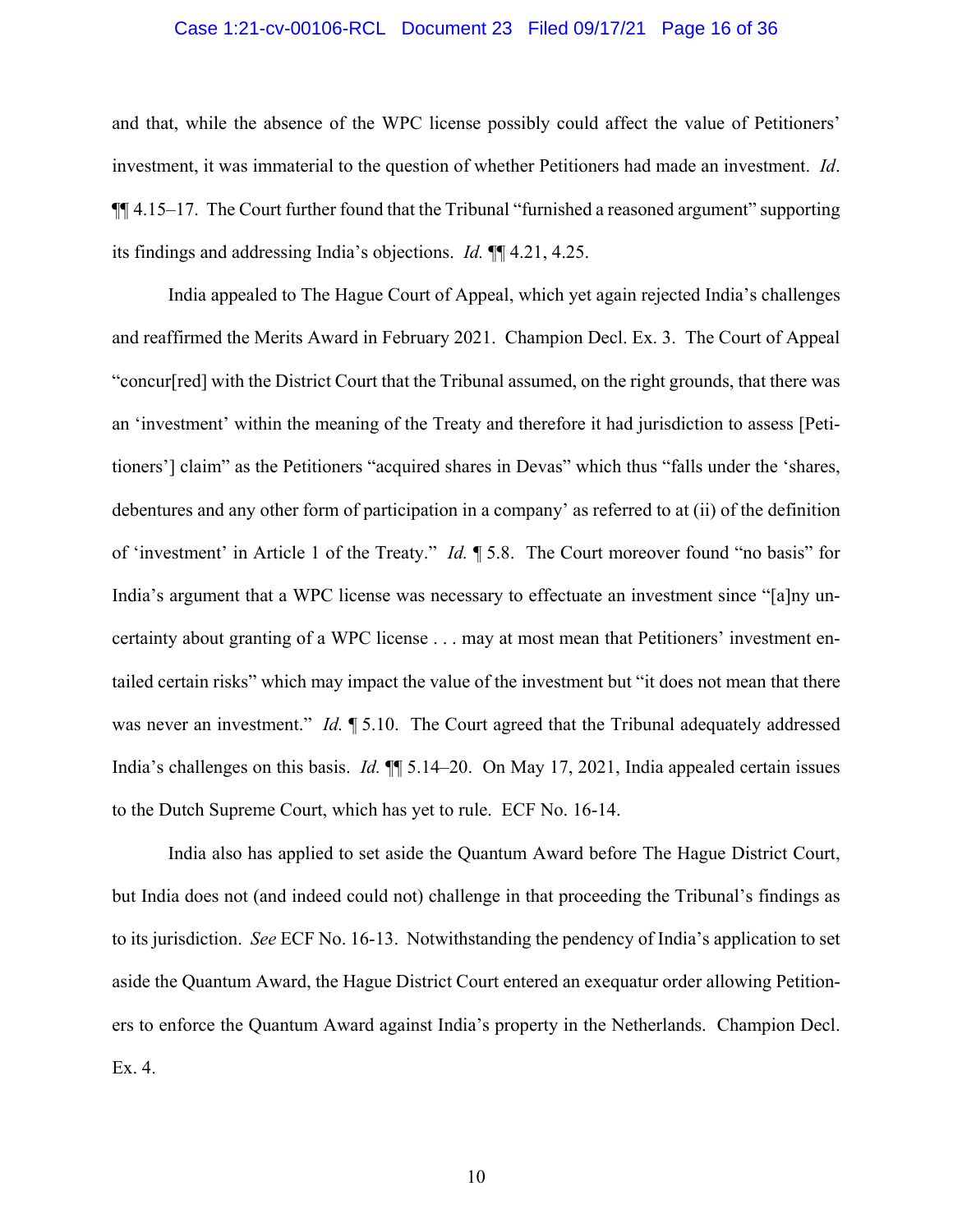and that, while the absence of the WPC license possibly could affect the value of Petitioners' investment, it was immaterial to the question of whether Petitioners had made an investment. *Id*. ¶¶ 4.15–17. The Court further found that the Tribunal "furnished a reasoned argument" supporting its findings and addressing India's objections. *Id.* ¶¶ 4.21, 4.25.

India appealed to The Hague Court of Appeal, which yet again rejected India's challenges and reaffirmed the Merits Award in February 2021. Champion Decl. Ex. 3. The Court of Appeal "concur[red] with the District Court that the Tribunal assumed, on the right grounds, that there was an 'investment' within the meaning of the Treaty and therefore it had jurisdiction to assess [Petitioners'] claim" as the Petitioners "acquired shares in Devas" which thus "falls under the 'shares, debentures and any other form of participation in a company' as referred to at (ii) of the definition of 'investment' in Article 1 of the Treaty." *Id.* ¶ 5.8. The Court moreover found "no basis" for India's argument that a WPC license was necessary to effectuate an investment since "[a]ny uncertainty about granting of a WPC license . . . may at most mean that Petitioners' investment entailed certain risks" which may impact the value of the investment but "it does not mean that there was never an investment." *Id.* ¶ 5.10. The Court agreed that the Tribunal adequately addressed India's challenges on this basis. *Id.* ¶¶ 5.14–20. On May 17, 2021, India appealed certain issues to the Dutch Supreme Court, which has yet to rule. ECF No. 16-14.

India also has applied to set aside the Quantum Award before The Hague District Court, but India does not (and indeed could not) challenge in that proceeding the Tribunal's findings as to its jurisdiction. *See* ECF No. 16-13. Notwithstanding the pendency of India's application to set aside the Quantum Award, the Hague District Court entered an exequatur order allowing Petitioners to enforce the Quantum Award against India's property in the Netherlands. Champion Decl. Ex. 4.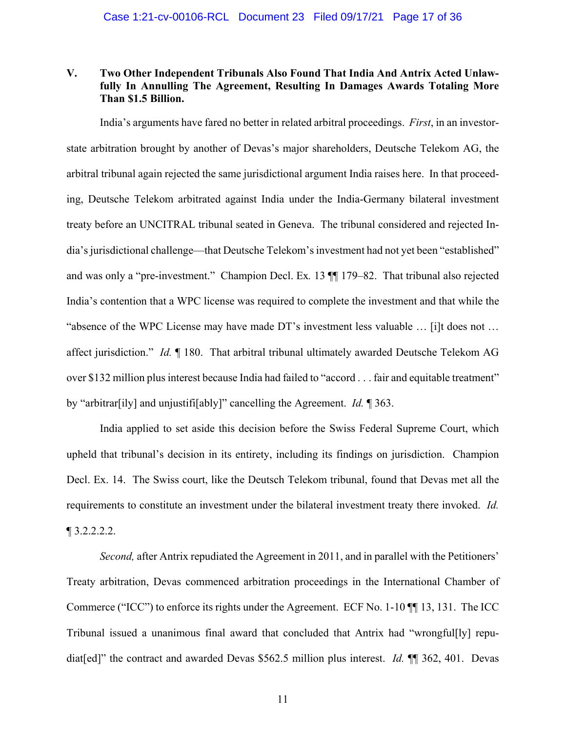## V. Two Other Independent Tribunals Also Found That India And Antrix Acted Unlawfully In Annulling The Agreement, Resulting In Damages Awards Totaling More Than $1.5 Billion.

India's arguments have fared no better in related arbitral proceedings. *First*, in an investor-state arbitration brought by another of Devas's major shareholders, Deutsche Telekom AG, the arbitral tribunal again rejected the same jurisdictional argument India raises here. In that proceeding, Deutsche Telekom arbitrated against India under the India-Germany bilateral investment treaty before an UNCITRAL tribunal seated in Geneva. The tribunal considered and rejected India's jurisdictional challenge—that Deutsche Telekom's investment had not yet been "established" and was only a "pre-investment." Champion Decl. Ex. 13 ¶¶ 179–82. That tribunal also rejected India's contention that a WPC license was required to complete the investment and that while the "absence of the WPC License may have made DT's investment less valuable … [i]t does not … affect jurisdiction." *Id.* ¶ 180. That arbitral tribunal ultimately awarded Deutsche Telekom AG over $132 million plus interest because India had failed to "accord . . . fair and equitable treatment" by "arbitrar[ily] and unjustifi[ably]" cancelling the Agreement. *Id.* ¶ 363.

India applied to set aside this decision before the Swiss Federal Supreme Court, which upheld that tribunal's decision in its entirety, including its findings on jurisdiction. Champion Decl. Ex. 14. The Swiss court, like the Deutsch Telekom tribunal, found that Devas met all the requirements to constitute an investment under the bilateral investment treaty there invoked. *Id.* ¶ 3.2.2.2.2.

*Second,* after Antrix repudiated the Agreement in 2011, and in parallel with the Petitioners' Treaty arbitration, Devas commenced arbitration proceedings in the International Chamber of Commerce ("ICC") to enforce its rights under the Agreement. ECF No. 1-10 ¶¶ 13, 131. The ICC Tribunal issued a unanimous final award that concluded that Antrix had "wrongful[ly] repudiat[ed]" the contract and awarded Devas $562.5 million plus interest. *Id.* ¶¶ 362, 401. Devas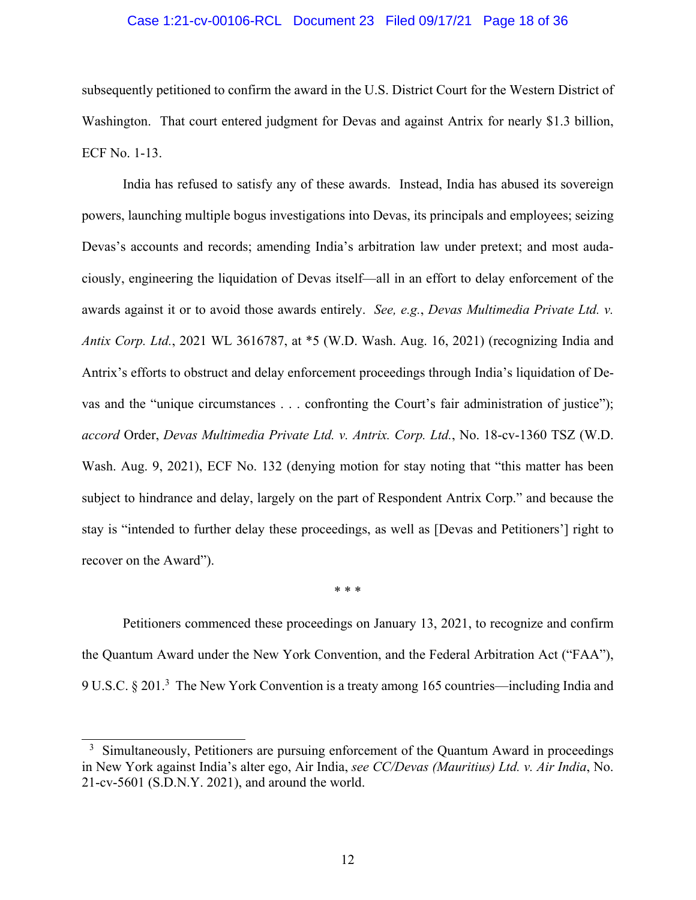subsequently petitioned to confirm the award in the U.S. District Court for the Western District of Washington. That court entered judgment for Devas and against Antrix for nearly $1.3 billion, ECF No. 1-13.

India has refused to satisfy any of these awards. Instead, India has abused its sovereign powers, launching multiple bogus investigations into Devas, its principals and employees; seizing Devas's accounts and records; amending India's arbitration law under pretext; and most audaciously, engineering the liquidation of Devas itself—all in an effort to delay enforcement of the awards against it or to avoid those awards entirely. *See, e.g.*, *Devas Multimedia Private Ltd. v. Antix Corp. Ltd.*, 2021 WL 3616787, at *5 (W.D. Wash. Aug. 16, 2021) (recognizing India and Antrix's efforts to obstruct and delay enforcement proceedings through India's liquidation of Devas and the "unique circumstances . . . confronting the Court's fair administration of justice"); *accord* Order, *Devas Multimedia Private Ltd. v. Antrix. Corp. Ltd.*, No. 18-cv-1360 TSZ (W.D. Wash. Aug. 9, 2021), ECF No. 132 (denying motion for stay noting that "this matter has been subject to hindrance and delay, largely on the part of Respondent Antrix Corp." and because the stay is "intended to further delay these proceedings, as well as [Devas and Petitioners'] right to recover on the Award").

\* \* \*

Petitioners commenced these proceedings on January 13, 2021, to recognize and confirm the Quantum Award under the New York Convention, and the Federal Arbitration Act ("FAA"), 9 U.S.C. § 201.[3] The New York Convention is a treaty among 165 countries—including India and

[3] Simultaneously, Petitioners are pursuing enforcement of the Quantum Award in proceedings in New York against India's alter ego, Air India, *see CC/Devas (Mauritius) Ltd. v. Air India*, No. 21-cv-5601 (S.D.N.Y. 2021), and around the world.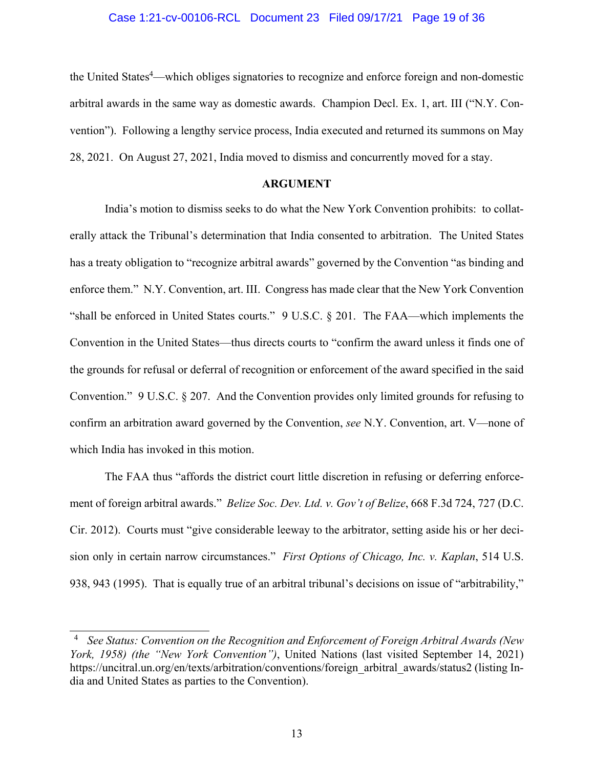the United States[4]—which obliges signatories to recognize and enforce foreign and non-domestic arbitral awards in the same way as domestic awards. Champion Decl. Ex. 1, art. III ("N.Y. Convention"). Following a lengthy service process, India executed and returned its summons on May 28, 2021. On August 27, 2021, India moved to dismiss and concurrently moved for a stay.

**ARGUMENT**

India's motion to dismiss seeks to do what the New York Convention prohibits: to collaterally attack the Tribunal's determination that India consented to arbitration. The United States has a treaty obligation to "recognize arbitral awards" governed by the Convention "as binding and enforce them." N.Y. Convention, art. III. Congress has made clear that the New York Convention "shall be enforced in United States courts." 9 U.S.C. § 201. The FAA—which implements the Convention in the United States—thus directs courts to "confirm the award unless it finds one of the grounds for refusal or deferral of recognition or enforcement of the award specified in the said Convention." 9 U.S.C. § 207. And the Convention provides only limited grounds for refusing to confirm an arbitration award governed by the Convention, *see* N.Y. Convention, art. V—none of which India has invoked in this motion.

The FAA thus "affords the district court little discretion in refusing or deferring enforcement of foreign arbitral awards." *Belize Soc. Dev. Ltd. v. Gov't of Belize*, 668 F.3d 724, 727 (D.C. Cir. 2012). Courts must "give considerable leeway to the arbitrator, setting aside his or her decision only in certain narrow circumstances." *First Options of Chicago, Inc. v. Kaplan*, 514 U.S. 938, 943 (1995). That is equally true of an arbitral tribunal's decisions on issue of "arbitrability,"

---

[4] *See Status: Convention on the Recognition and Enforcement of Foreign Arbitral Awards (New York, 1958) (the "New York Convention")*, United Nations (last visited September 14, 2021) https://uncitral.un.org/en/texts/arbitration/conventions/foreign_arbitral_awards/status2 (listing India and United States as parties to the Convention).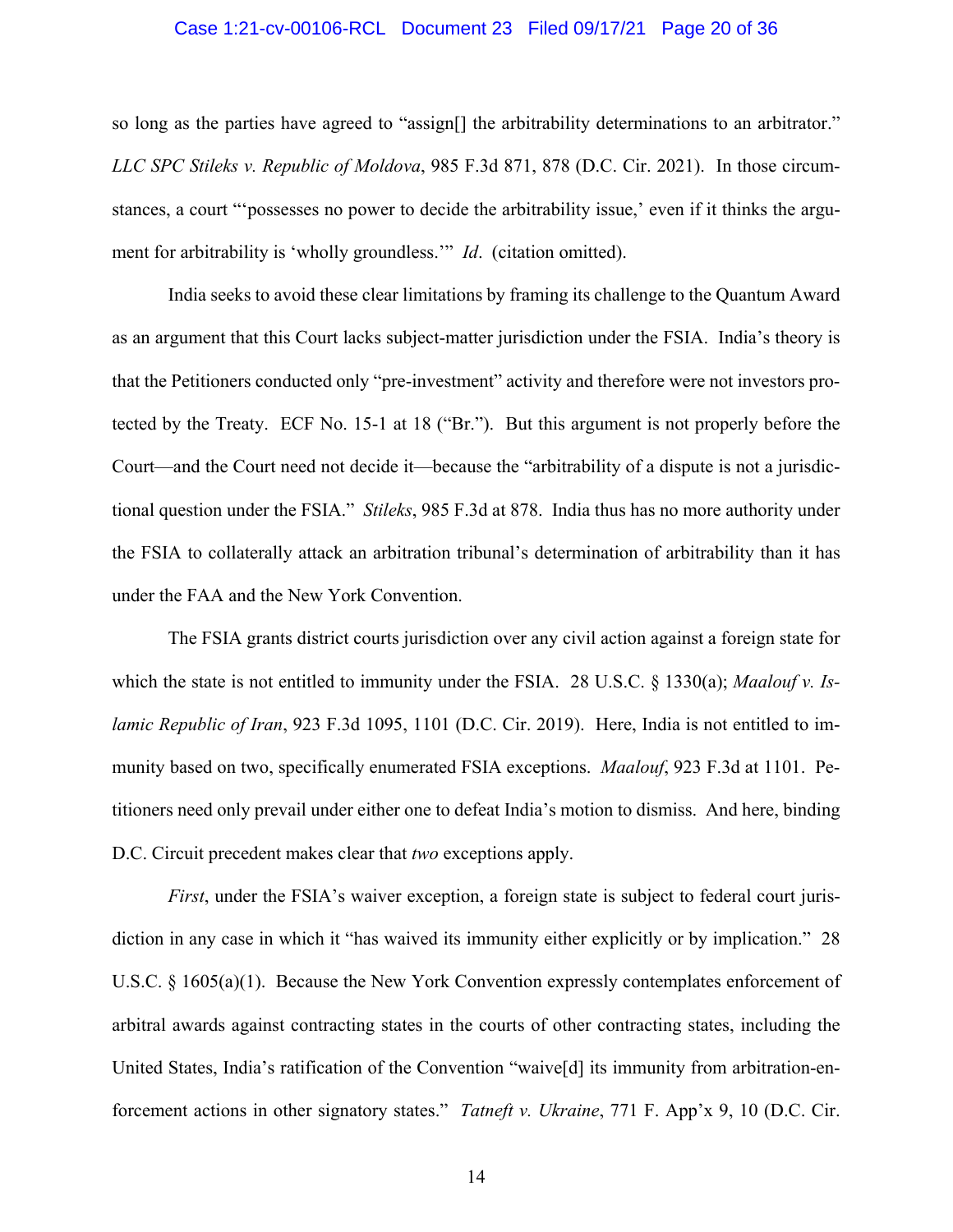so long as the parties have agreed to "assign[] the arbitrability determinations to an arbitrator." *LLC SPC Stileks v. Republic of Moldova*, 985 F.3d 871, 878 (D.C. Cir. 2021). In those circumstances, a court "'possesses no power to decide the arbitrability issue,' even if it thinks the argument for arbitrability is 'wholly groundless.'" *Id*. (citation omitted).

India seeks to avoid these clear limitations by framing its challenge to the Quantum Award as an argument that this Court lacks subject-matter jurisdiction under the FSIA. India's theory is that the Petitioners conducted only "pre-investment" activity and therefore were not investors protected by the Treaty. ECF No. 15-1 at 18 ("Br."). But this argument is not properly before the Court—and the Court need not decide it—because the "arbitrability of a dispute is not a jurisdictional question under the FSIA." *Stileks*, 985 F.3d at 878. India thus has no more authority under the FSIA to collaterally attack an arbitration tribunal's determination of arbitrability than it has under the FAA and the New York Convention.

The FSIA grants district courts jurisdiction over any civil action against a foreign state for which the state is not entitled to immunity under the FSIA. 28 U.S.C. § 1330(a); *Maalouf v. Islamic Republic of Iran*, 923 F.3d 1095, 1101 (D.C. Cir. 2019). Here, India is not entitled to immunity based on two, specifically enumerated FSIA exceptions. *Maalouf*, 923 F.3d at 1101. Petitioners need only prevail under either one to defeat India's motion to dismiss. And here, binding D.C. Circuit precedent makes clear that *two* exceptions apply.

*First*, under the FSIA's waiver exception, a foreign state is subject to federal court jurisdiction in any case in which it "has waived its immunity either explicitly or by implication." 28 U.S.C. § 1605(a)(1). Because the New York Convention expressly contemplates enforcement of arbitral awards against contracting states in the courts of other contracting states, including the United States, India's ratification of the Convention "waive[d] its immunity from arbitration-enforcement actions in other signatory states." *Tatneft v. Ukraine*, 771 F. App'x 9, 10 (D.C. Cir.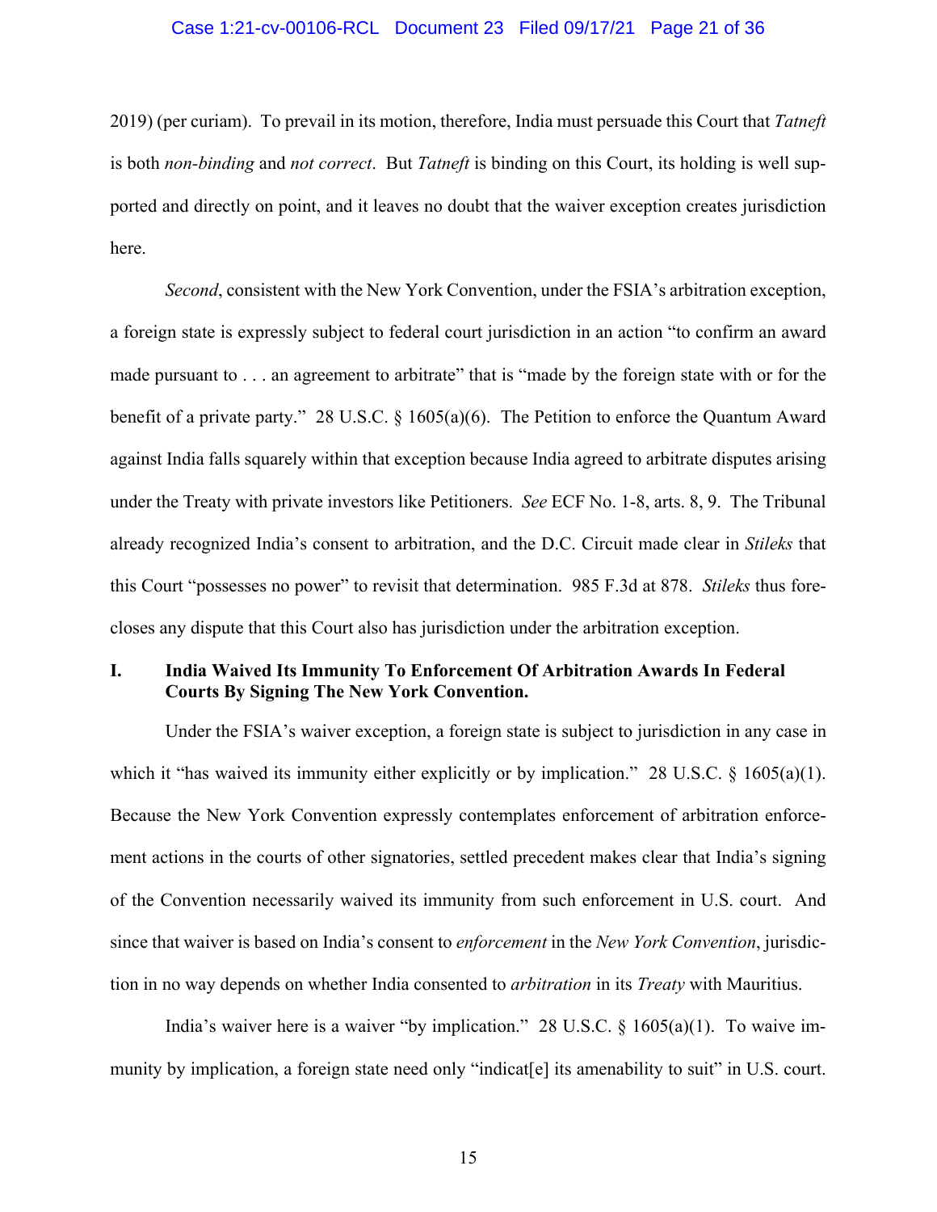2019) (per curiam). To prevail in its motion, therefore, India must persuade this Court that *Tatneft* is both *non-binding* and *not correct*. But *Tatneft* is binding on this Court, its holding is well supported and directly on point, and it leaves no doubt that the waiver exception creates jurisdiction here.

*Second*, consistent with the New York Convention, under the FSIA's arbitration exception, a foreign state is expressly subject to federal court jurisdiction in an action "to confirm an award made pursuant to . . . an agreement to arbitrate" that is "made by the foreign state with or for the benefit of a private party." 28 U.S.C. § 1605(a)(6). The Petition to enforce the Quantum Award against India falls squarely within that exception because India agreed to arbitrate disputes arising under the Treaty with private investors like Petitioners. *See* ECF No. 1-8, arts. 8, 9. The Tribunal already recognized India's consent to arbitration, and the D.C. Circuit made clear in *Stileks* that this Court "possesses no power" to revisit that determination. 985 F.3d at 878. *Stileks* thus forecloses any dispute that this Court also has jurisdiction under the arbitration exception.

## I. India Waived Its Immunity To Enforcement Of Arbitration Awards In Federal Courts By Signing The New York Convention.

Under the FSIA's waiver exception, a foreign state is subject to jurisdiction in any case in which it "has waived its immunity either explicitly or by implication." 28 U.S.C. § 1605(a)(1). Because the New York Convention expressly contemplates enforcement of arbitration enforcement actions in the courts of other signatories, settled precedent makes clear that India's signing of the Convention necessarily waived its immunity from such enforcement in U.S. court. And since that waiver is based on India's consent to *enforcement* in the *New York Convention*, jurisdiction in no way depends on whether India consented to *arbitration* in its *Treaty* with Mauritius.

India's waiver here is a waiver "by implication." 28 U.S.C. § 1605(a)(1). To waive immunity by implication, a foreign state need only "indicat[e] its amenability to suit" in U.S. court.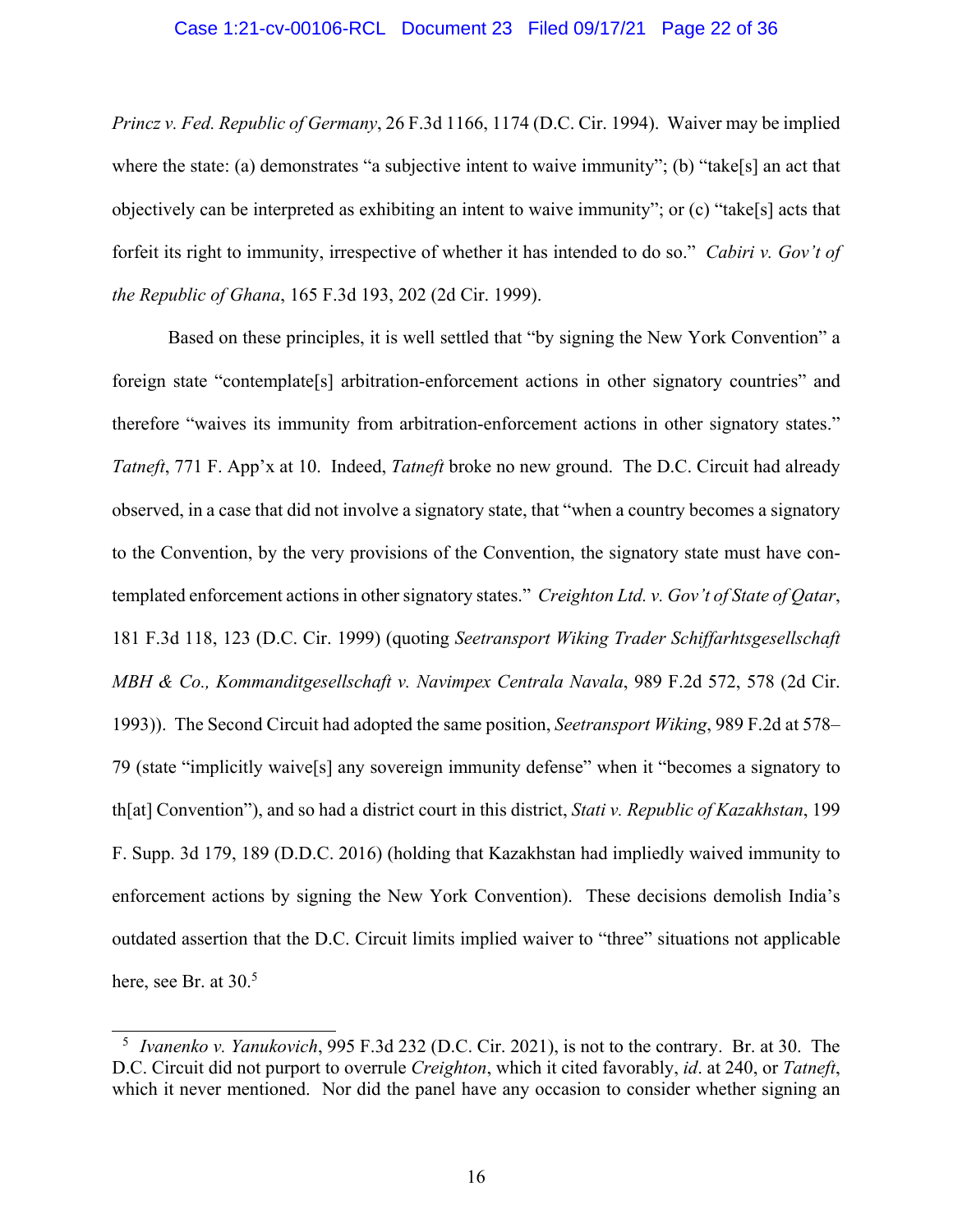*Princz v. Fed. Republic of Germany*, 26 F.3d 1166, 1174 (D.C. Cir. 1994). Waiver may be implied where the state: (a) demonstrates "a subjective intent to waive immunity"; (b) "take[s] an act that objectively can be interpreted as exhibiting an intent to waive immunity"; or (c) "take[s] acts that forfeit its right to immunity, irrespective of whether it has intended to do so." *Cabiri v. Gov't of the Republic of Ghana*, 165 F.3d 193, 202 (2d Cir. 1999).

Based on these principles, it is well settled that "by signing the New York Convention" a foreign state "contemplate[s] arbitration-enforcement actions in other signatory countries" and therefore "waives its immunity from arbitration-enforcement actions in other signatory states." *Tatneft*, 771 F. App'x at 10. Indeed, *Tatneft* broke no new ground. The D.C. Circuit had already observed, in a case that did not involve a signatory state, that "when a country becomes a signatory to the Convention, by the very provisions of the Convention, the signatory state must have contemplated enforcement actions in other signatory states." *Creighton Ltd. v. Gov't of State of Qatar*, 181 F.3d 118, 123 (D.C. Cir. 1999) (quoting *Seetransport Wiking Trader Schiffarhtsgesellschaft MBH & Co., Kommanditgesellschaft v. Navimpex Centrala Navala*, 989 F.2d 572, 578 (2d Cir. 1993)). The Second Circuit had adopted the same position, *Seetransport Wiking*, 989 F.2d at 578–79 (state "implicitly waive[s] any sovereign immunity defense" when it "becomes a signatory to th[at] Convention"), and so had a district court in this district, *Stati v. Republic of Kazakhstan*, 199 F. Supp. 3d 179, 189 (D.D.C. 2016) (holding that Kazakhstan had impliedly waived immunity to enforcement actions by signing the New York Convention). These decisions demolish India's outdated assertion that the D.C. Circuit limits implied waiver to "three" situations not applicable here, see Br. at 30.[5]

[5] *Ivanenko v. Yanukovich*, 995 F.3d 232 (D.C. Cir. 2021), is not to the contrary. Br. at 30. The D.C. Circuit did not purport to overrule *Creighton*, which it cited favorably, *id*. at 240, or *Tatneft*, which it never mentioned. Nor did the panel have any occasion to consider whether signing an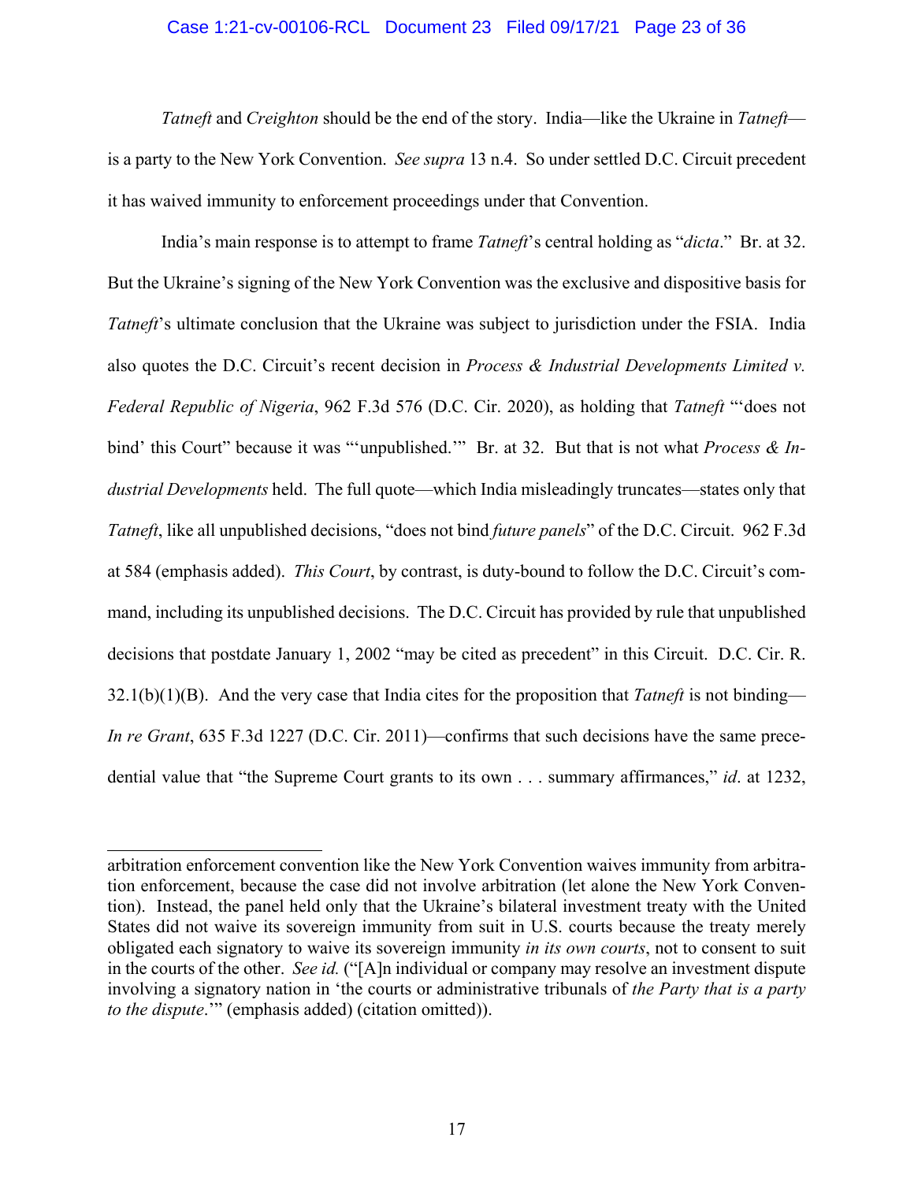*Tatneft* and *Creighton* should be the end of the story. India—like the Ukraine in *Tatneft*—is a party to the New York Convention. *See supra* 13 n.4. So under settled D.C. Circuit precedent it has waived immunity to enforcement proceedings under that Convention.

India's main response is to attempt to frame *Tatneft*'s central holding as "*dicta*." Br. at 32. But the Ukraine's signing of the New York Convention was the exclusive and dispositive basis for *Tatneft*'s ultimate conclusion that the Ukraine was subject to jurisdiction under the FSIA. India also quotes the D.C. Circuit's recent decision in *Process & Industrial Developments Limited v. Federal Republic of Nigeria*, 962 F.3d 576 (D.C. Cir. 2020), as holding that *Tatneft* "'does not bind' this Court" because it was "'unpublished.'" Br. at 32. But that is not what *Process & Industrial Developments* held. The full quote—which India misleadingly truncates—states only that *Tatneft*, like all unpublished decisions, "does not bind *future panels*" of the D.C. Circuit. 962 F.3d at 584 (emphasis added). *This Court*, by contrast, is duty-bound to follow the D.C. Circuit's command, including its unpublished decisions. The D.C. Circuit has provided by rule that unpublished decisions that postdate January 1, 2002 "may be cited as precedent" in this Circuit. D.C. Cir. R. 32.1(b)(1)(B). And the very case that India cites for the proposition that *Tatneft* is not binding—*In re Grant*, 635 F.3d 1227 (D.C. Cir. 2011)—confirms that such decisions have the same precedential value that "the Supreme Court grants to its own . . . summary affirmances," *id*. at 1232,

---

arbitration enforcement convention like the New York Convention waives immunity from arbitration enforcement, because the case did not involve arbitration (let alone the New York Convention). Instead, the panel held only that the Ukraine's bilateral investment treaty with the United States did not waive its sovereign immunity from suit in U.S. courts because the treaty merely obligated each signatory to waive its sovereign immunity *in its own courts*, not to consent to suit in the courts of the other. *See id.* ("[A]n individual or company may resolve an investment dispute involving a signatory nation in 'the courts or administrative tribunals of *the Party that is a party to the dispute*.'" (emphasis added) (citation omitted)).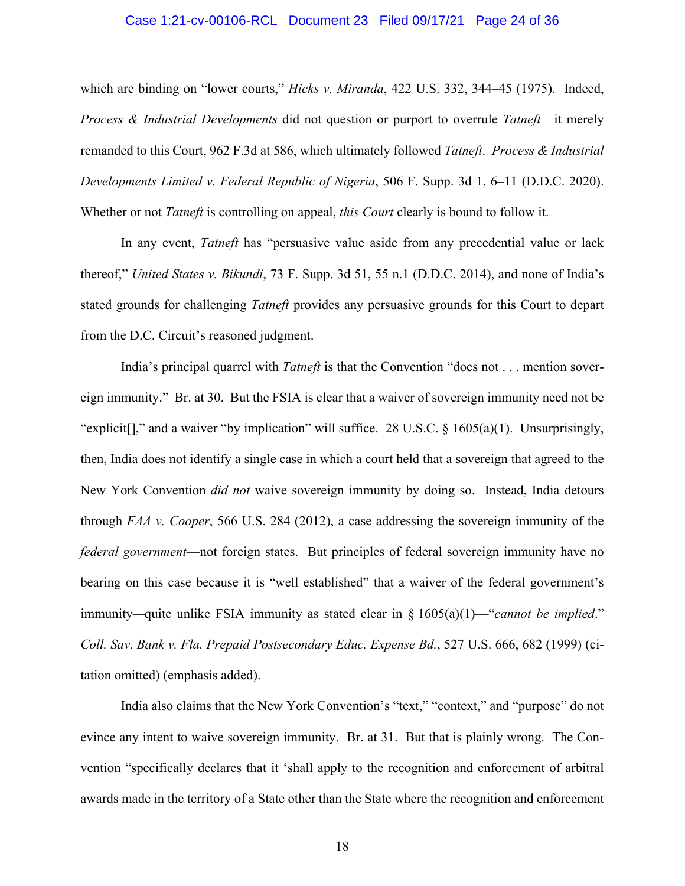which are binding on "lower courts," *Hicks v. Miranda*, 422 U.S. 332, 344–45 (1975). Indeed, *Process & Industrial Developments* did not question or purport to overrule *Tatneft*—it merely remanded to this Court, 962 F.3d at 586, which ultimately followed *Tatneft*. *Process & Industrial Developments Limited v. Federal Republic of Nigeria*, 506 F. Supp. 3d 1, 6–11 (D.D.C. 2020). Whether or not *Tatneft* is controlling on appeal, *this Court* clearly is bound to follow it.

In any event, *Tatneft* has "persuasive value aside from any precedential value or lack thereof," *United States v. Bikundi*, 73 F. Supp. 3d 51, 55 n.1 (D.D.C. 2014), and none of India's stated grounds for challenging *Tatneft* provides any persuasive grounds for this Court to depart from the D.C. Circuit's reasoned judgment.

India's principal quarrel with *Tatneft* is that the Convention "does not . . . mention sovereign immunity." Br. at 30. But the FSIA is clear that a waiver of sovereign immunity need not be "explicit[]," and a waiver "by implication" will suffice. 28 U.S.C. § 1605(a)(1). Unsurprisingly, then, India does not identify a single case in which a court held that a sovereign that agreed to the New York Convention *did not* waive sovereign immunity by doing so. Instead, India detours through *FAA v. Cooper*, 566 U.S. 284 (2012), a case addressing the sovereign immunity of the *federal government*—not foreign states. But principles of federal sovereign immunity have no bearing on this case because it is "well established" that a waiver of the federal government's immunity—quite unlike FSIA immunity as stated clear in § 1605(a)(1)—"*cannot be implied*." *Coll. Sav. Bank v. Fla. Prepaid Postsecondary Educ. Expense Bd.*, 527 U.S. 666, 682 (1999) (citation omitted) (emphasis added).

India also claims that the New York Convention's "text," "context," and "purpose" do not evince any intent to waive sovereign immunity. Br. at 31. But that is plainly wrong. The Convention "specifically declares that it 'shall apply to the recognition and enforcement of arbitral awards made in the territory of a State other than the State where the recognition and enforcement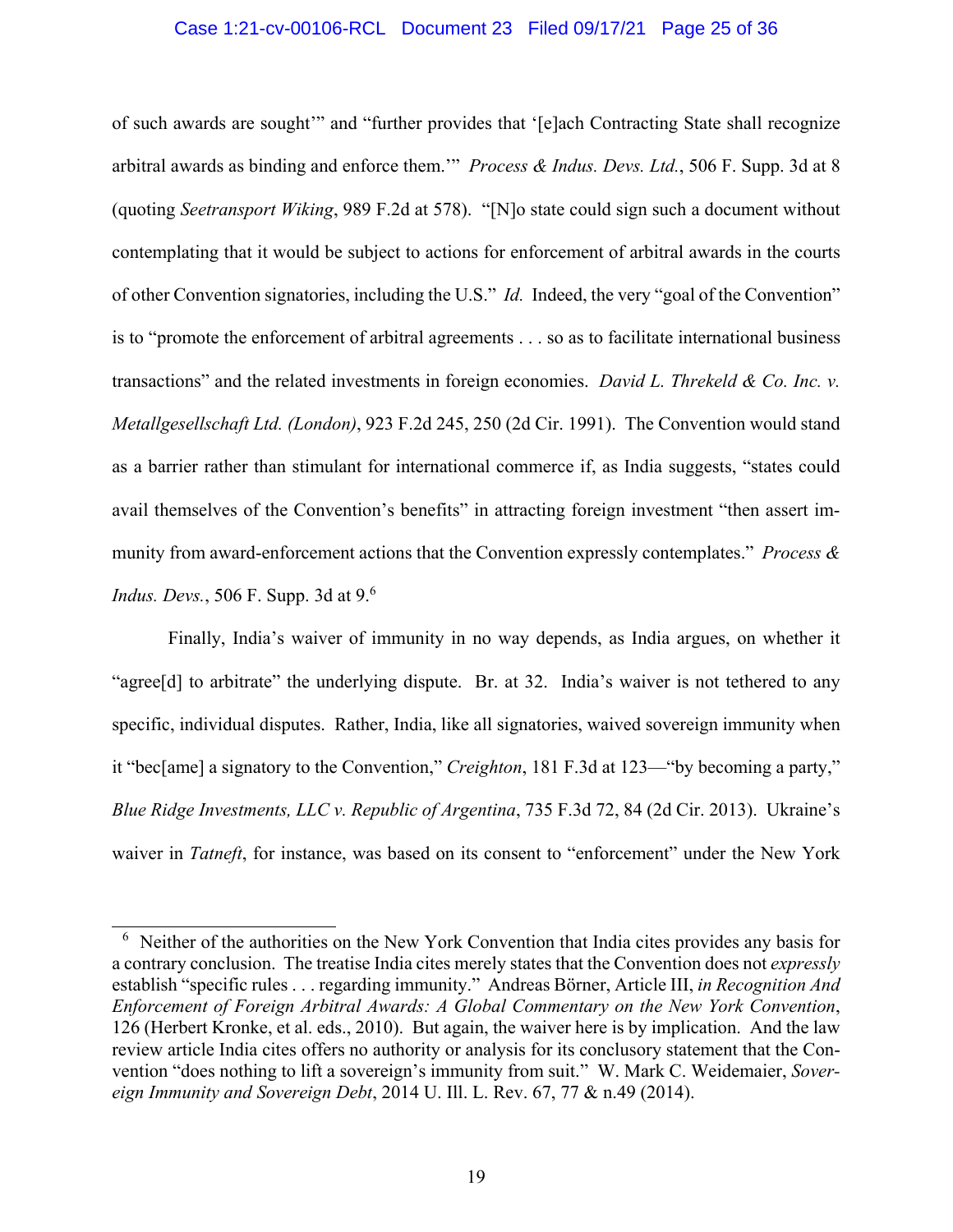of such awards are sought'" and "further provides that '[e]ach Contracting State shall recognize arbitral awards as binding and enforce them.'" *Process & Indus. Devs. Ltd.*, 506 F. Supp. 3d at 8 (quoting *Seetransport Wiking*, 989 F.2d at 578). "[N]o state could sign such a document without contemplating that it would be subject to actions for enforcement of arbitral awards in the courts of other Convention signatories, including the U.S." *Id.* Indeed, the very "goal of the Convention" is to "promote the enforcement of arbitral agreements . . . so as to facilitate international business transactions" and the related investments in foreign economies. *David L. Threkeld & Co. Inc. v. Metallgesellschaft Ltd. (London)*, 923 F.2d 245, 250 (2d Cir. 1991). The Convention would stand as a barrier rather than stimulant for international commerce if, as India suggests, "states could avail themselves of the Convention's benefits" in attracting foreign investment "then assert immunity from award-enforcement actions that the Convention expressly contemplates." *Process & Indus. Devs.*, 506 F. Supp. 3d at 9.[6]

Finally, India's waiver of immunity in no way depends, as India argues, on whether it "agree[d] to arbitrate" the underlying dispute. Br. at 32. India's waiver is not tethered to any specific, individual disputes. Rather, India, like all signatories, waived sovereign immunity when it "bec[ame] a signatory to the Convention," *Creighton*, 181 F.3d at 123—"by becoming a party," *Blue Ridge Investments, LLC v. Republic of Argentina*, 735 F.3d 72, 84 (2d Cir. 2013). Ukraine's waiver in *Tatneft*, for instance, was based on its consent to "enforcement" under the New York

---

[6] Neither of the authorities on the New York Convention that India cites provides any basis for a contrary conclusion. The treatise India cites merely states that the Convention does not *expressly* establish "specific rules . . . regarding immunity." Andreas Börner, Article III, *in Recognition And Enforcement of Foreign Arbitral Awards: A Global Commentary on the New York Convention*, 126 (Herbert Kronke, et al. eds., 2010). But again, the waiver here is by implication. And the law review article India cites offers no authority or analysis for its conclusory statement that the Convention "does nothing to lift a sovereign's immunity from suit." W. Mark C. Weidemaier, *Sovereign Immunity and Sovereign Debt*, 2014 U. Ill. L. Rev. 67, 77 & n.49 (2014).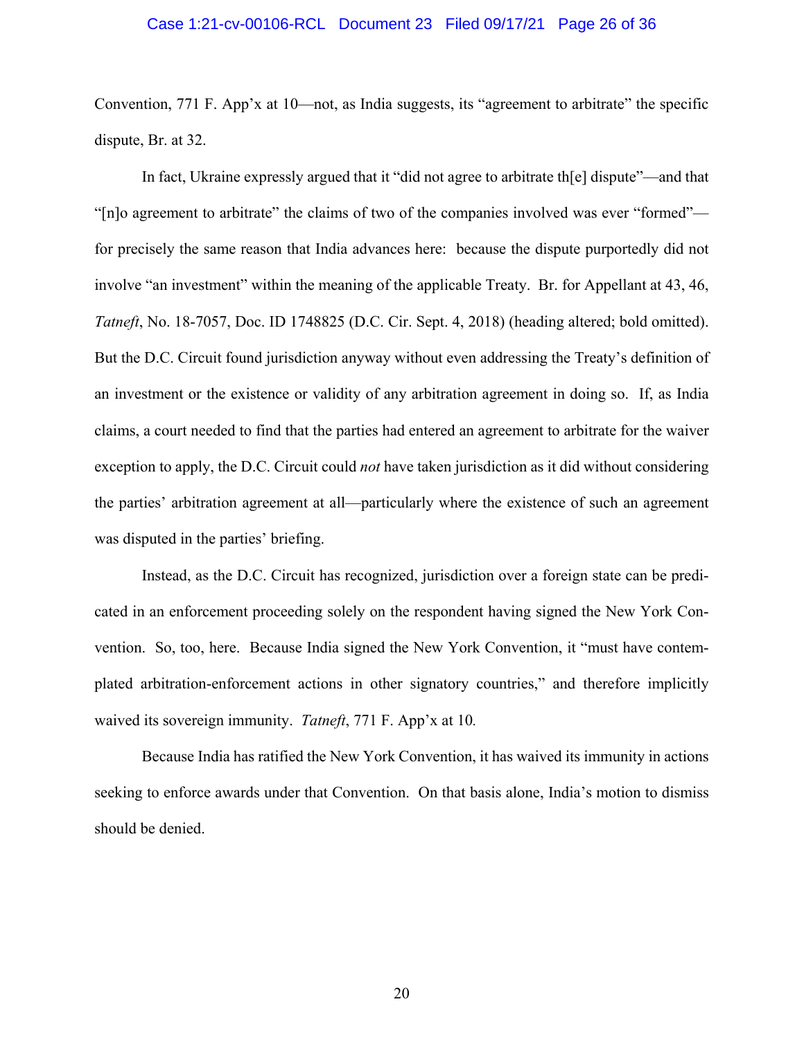Convention, 771 F. App'x at 10—not, as India suggests, its "agreement to arbitrate" the specific dispute, Br. at 32.

In fact, Ukraine expressly argued that it "did not agree to arbitrate th[e] dispute"—and that "[n]o agreement to arbitrate" the claims of two of the companies involved was ever "formed"—for precisely the same reason that India advances here: because the dispute purportedly did not involve "an investment" within the meaning of the applicable Treaty. Br. for Appellant at 43, 46, *Tatneft*, No. 18-7057, Doc. ID 1748825 (D.C. Cir. Sept. 4, 2018) (heading altered; bold omitted). But the D.C. Circuit found jurisdiction anyway without even addressing the Treaty's definition of an investment or the existence or validity of any arbitration agreement in doing so. If, as India claims, a court needed to find that the parties had entered an agreement to arbitrate for the waiver exception to apply, the D.C. Circuit could *not* have taken jurisdiction as it did without considering the parties' arbitration agreement at all—particularly where the existence of such an agreement was disputed in the parties' briefing.

Instead, as the D.C. Circuit has recognized, jurisdiction over a foreign state can be predicated in an enforcement proceeding solely on the respondent having signed the New York Convention. So, too, here. Because India signed the New York Convention, it "must have contemplated arbitration-enforcement actions in other signatory countries," and therefore implicitly waived its sovereign immunity. *Tatneft*, 771 F. App'x at 10.

Because India has ratified the New York Convention, it has waived its immunity in actions seeking to enforce awards under that Convention. On that basis alone, India's motion to dismiss should be denied.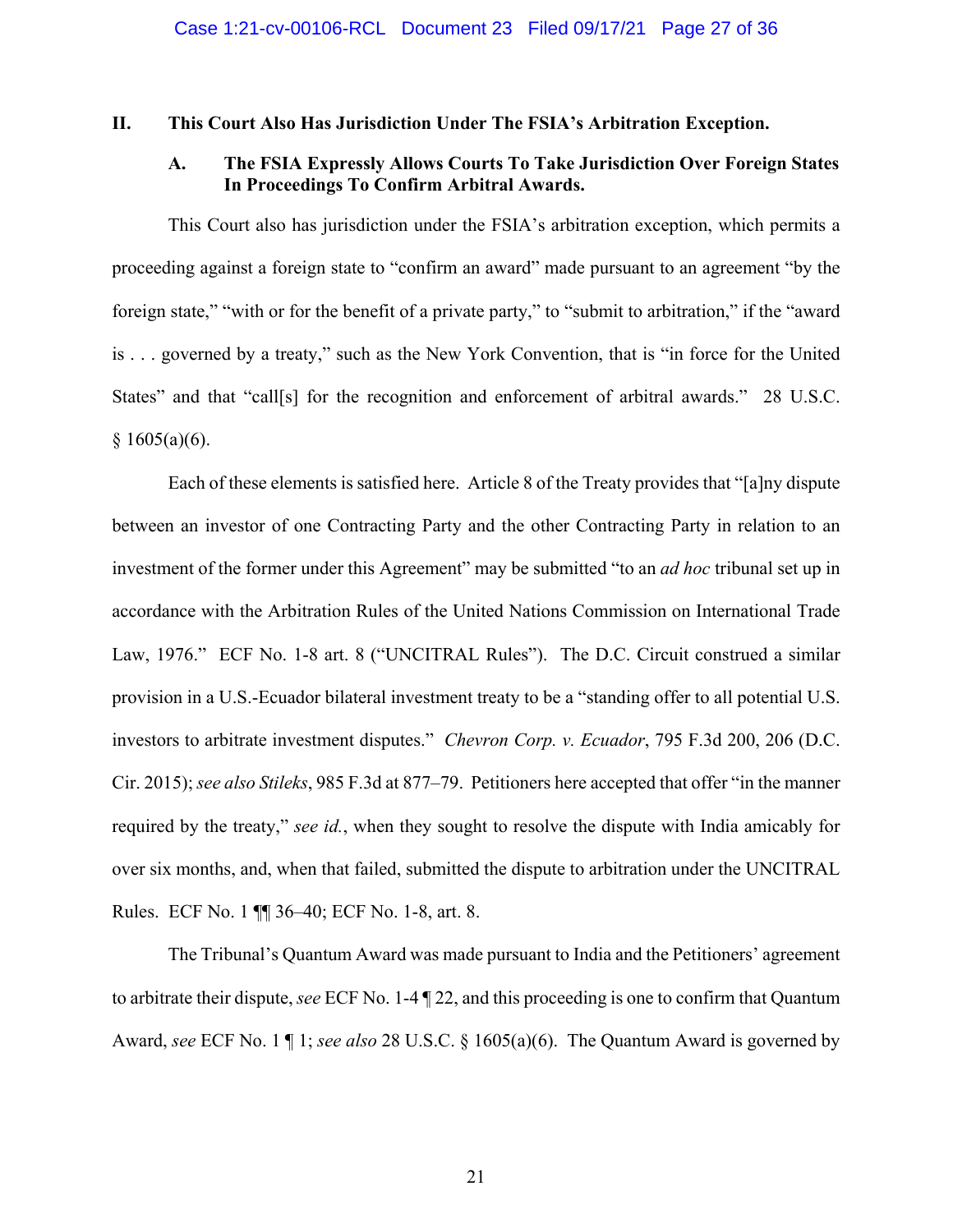## II. This Court Also Has Jurisdiction Under The FSIA's Arbitration Exception.

### A. The FSIA Expressly Allows Courts To Take Jurisdiction Over Foreign States In Proceedings To Confirm Arbitral Awards.

This Court also has jurisdiction under the FSIA's arbitration exception, which permits a proceeding against a foreign state to "confirm an award" made pursuant to an agreement "by the foreign state," "with or for the benefit of a private party," to "submit to arbitration," if the "award is . . . governed by a treaty," such as the New York Convention, that is "in force for the United States" and that "call[s] for the recognition and enforcement of arbitral awards." 28 U.S.C. § 1605(a)(6).

Each of these elements is satisfied here. Article 8 of the Treaty provides that "[a]ny dispute between an investor of one Contracting Party and the other Contracting Party in relation to an investment of the former under this Agreement" may be submitted "to an *ad hoc* tribunal set up in accordance with the Arbitration Rules of the United Nations Commission on International Trade Law, 1976." ECF No. 1-8 art. 8 ("UNCITRAL Rules"). The D.C. Circuit construed a similar provision in a U.S.-Ecuador bilateral investment treaty to be a "standing offer to all potential U.S. investors to arbitrate investment disputes." *Chevron Corp. v. Ecuador*, 795 F.3d 200, 206 (D.C. Cir. 2015); *see also Stileks*, 985 F.3d at 877–79. Petitioners here accepted that offer "in the manner required by the treaty," *see id.*, when they sought to resolve the dispute with India amicably for over six months, and, when that failed, submitted the dispute to arbitration under the UNCITRAL Rules. ECF No. 1 ¶¶ 36–40; ECF No. 1-8, art. 8.

The Tribunal's Quantum Award was made pursuant to India and the Petitioners' agreement to arbitrate their dispute, *see* ECF No. 1-4 ¶ 22, and this proceeding is one to confirm that Quantum Award, *see* ECF No. 1 ¶ 1; *see also* 28 U.S.C. § 1605(a)(6). The Quantum Award is governed by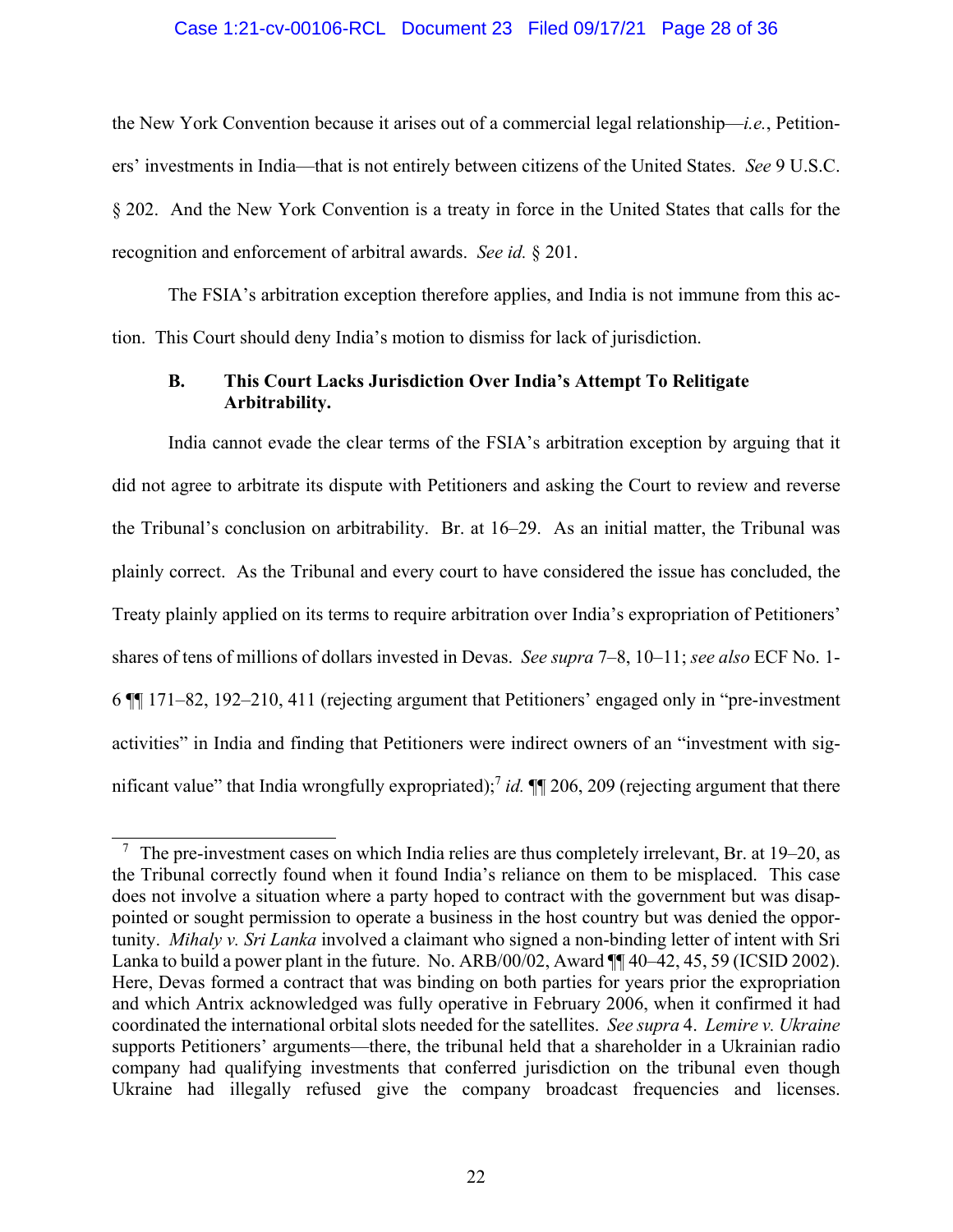the New York Convention because it arises out of a commercial legal relationship—*i.e.*, Petitioners' investments in India—that is not entirely between citizens of the United States. *See* 9 U.S.C. § 202. And the New York Convention is a treaty in force in the United States that calls for the recognition and enforcement of arbitral awards. *See id.* § 201.

The FSIA's arbitration exception therefore applies, and India is not immune from this action. This Court should deny India's motion to dismiss for lack of jurisdiction.

### B. This Court Lacks Jurisdiction Over India's Attempt To Relitigate Arbitrability.

India cannot evade the clear terms of the FSIA's arbitration exception by arguing that it did not agree to arbitrate its dispute with Petitioners and asking the Court to review and reverse the Tribunal's conclusion on arbitrability. Br. at 16–29. As an initial matter, the Tribunal was plainly correct. As the Tribunal and every court to have considered the issue has concluded, the Treaty plainly applied on its terms to require arbitration over India's expropriation of Petitioners' shares of tens of millions of dollars invested in Devas. *See supra* 7–8, 10–11; *see also* ECF No. 1-6 ¶¶ 171–82, 192–210, 411 (rejecting argument that Petitioners' engaged only in "pre-investment activities" in India and finding that Petitioners were indirect owners of an "investment with significant value" that India wrongfully expropriated);[7] *id.* ¶¶ 206, 209 (rejecting argument that there

---

[7] The pre-investment cases on which India relies are thus completely irrelevant, Br. at 19–20, as the Tribunal correctly found when it found India's reliance on them to be misplaced. This case does not involve a situation where a party hoped to contract with the government but was disappointed or sought permission to operate a business in the host country but was denied the opportunity. *Mihaly v. Sri Lanka* involved a claimant who signed a non-binding letter of intent with Sri Lanka to build a power plant in the future. No. ARB/00/02, Award ¶¶ 40–42, 45, 59 (ICSID 2002). Here, Devas formed a contract that was binding on both parties for years prior the expropriation and which Antrix acknowledged was fully operative in February 2006, when it confirmed it had coordinated the international orbital slots needed for the satellites. *See supra* 4. *Lemire v. Ukraine* supports Petitioners' arguments—there, the tribunal held that a shareholder in a Ukrainian radio company had qualifying investments that conferred jurisdiction on the tribunal even though Ukraine had illegally refused give the company broadcast frequencies and licenses.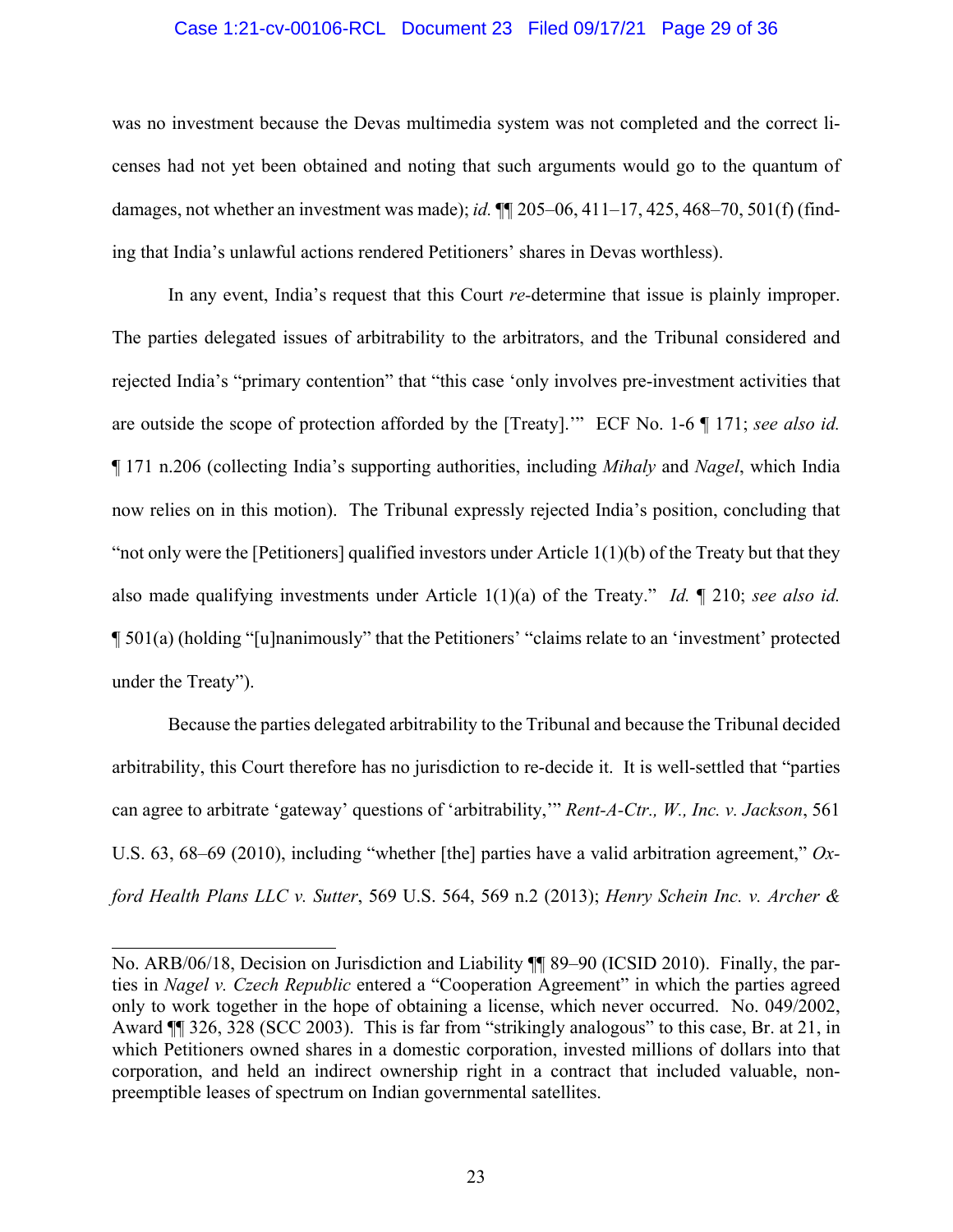was no investment because the Devas multimedia system was not completed and the correct licenses had not yet been obtained and noting that such arguments would go to the quantum of damages, not whether an investment was made); *id.* ¶¶ 205–06, 411–17, 425, 468–70, 501(f) (finding that India's unlawful actions rendered Petitioners' shares in Devas worthless).

In any event, India's request that this Court *re*-determine that issue is plainly improper. The parties delegated issues of arbitrability to the arbitrators, and the Tribunal considered and rejected India's "primary contention" that "this case 'only involves pre-investment activities that are outside the scope of protection afforded by the [Treaty].'" ECF No. 1-6 ¶ 171; *see also id.* ¶ 171 n.206 (collecting India's supporting authorities, including *Mihaly* and *Nagel*, which India now relies on in this motion). The Tribunal expressly rejected India's position, concluding that "not only were the [Petitioners] qualified investors under Article 1(1)(b) of the Treaty but that they also made qualifying investments under Article 1(1)(a) of the Treaty." *Id.* ¶ 210; *see also id.* ¶ 501(a) (holding "[u]nanimously" that the Petitioners' "claims relate to an 'investment' protected under the Treaty").

Because the parties delegated arbitrability to the Tribunal and because the Tribunal decided arbitrability, this Court therefore has no jurisdiction to re-decide it. It is well-settled that "parties can agree to arbitrate 'gateway' questions of 'arbitrability,'" *Rent-A-Ctr., W., Inc. v. Jackson*, 561 U.S. 63, 68–69 (2010), including "whether [the] parties have a valid arbitration agreement," *Oxford Health Plans LLC v. Sutter*, 569 U.S. 564, 569 n.2 (2013); *Henry Schein Inc. v. Archer &*

---

No. ARB/06/18, Decision on Jurisdiction and Liability ¶¶ 89–90 (ICSID 2010). Finally, the parties in *Nagel v. Czech Republic* entered a "Cooperation Agreement" in which the parties agreed only to work together in the hope of obtaining a license, which never occurred. No. 049/2002, Award ¶¶ 326, 328 (SCC 2003). This is far from "strikingly analogous" to this case, Br. at 21, in which Petitioners owned shares in a domestic corporation, invested millions of dollars into that corporation, and held an indirect ownership right in a contract that included valuable, non-preemptible leases of spectrum on Indian governmental satellites.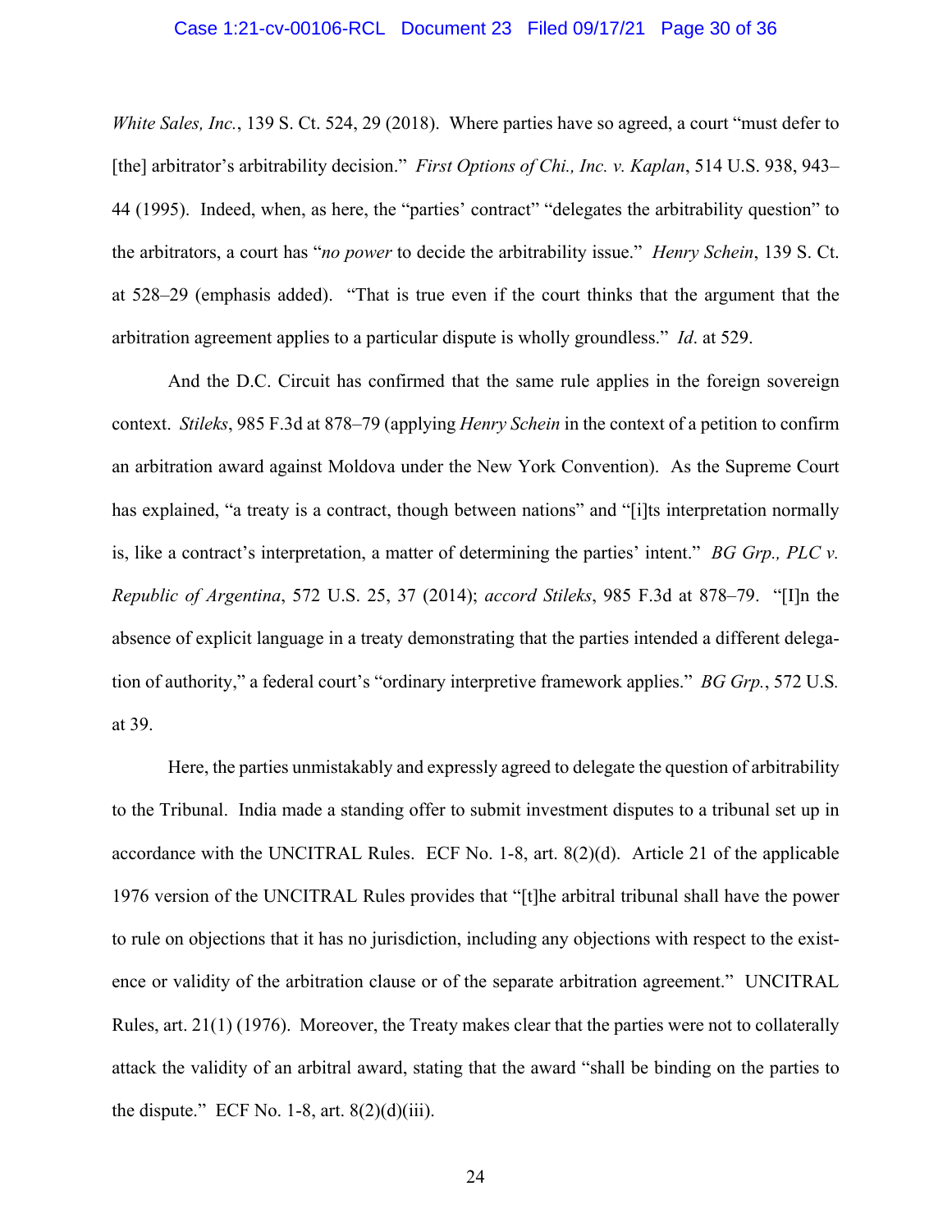*White Sales, Inc.*, 139 S. Ct. 524, 29 (2018). Where parties have so agreed, a court "must defer to [the] arbitrator's arbitrability decision." *First Options of Chi., Inc. v. Kaplan*, 514 U.S. 938, 943–44 (1995). Indeed, when, as here, the "parties' contract" "delegates the arbitrability question" to the arbitrators, a court has "*no power* to decide the arbitrability issue." *Henry Schein*, 139 S. Ct. at 528–29 (emphasis added). "That is true even if the court thinks that the argument that the arbitration agreement applies to a particular dispute is wholly groundless." *Id*. at 529.

And the D.C. Circuit has confirmed that the same rule applies in the foreign sovereign context. *Stileks*, 985 F.3d at 878–79 (applying *Henry Schein* in the context of a petition to confirm an arbitration award against Moldova under the New York Convention). As the Supreme Court has explained, "a treaty is a contract, though between nations" and "[i]ts interpretation normally is, like a contract's interpretation, a matter of determining the parties' intent." *BG Grp., PLC v. Republic of Argentina*, 572 U.S. 25, 37 (2014); *accord Stileks*, 985 F.3d at 878–79. "[I]n the absence of explicit language in a treaty demonstrating that the parties intended a different delegation of authority," a federal court's "ordinary interpretive framework applies." *BG Grp.*, 572 U.S. at 39.

Here, the parties unmistakably and expressly agreed to delegate the question of arbitrability to the Tribunal. India made a standing offer to submit investment disputes to a tribunal set up in accordance with the UNCITRAL Rules. ECF No. 1-8, art. 8(2)(d). Article 21 of the applicable 1976 version of the UNCITRAL Rules provides that "[t]he arbitral tribunal shall have the power to rule on objections that it has no jurisdiction, including any objections with respect to the existence or validity of the arbitration clause or of the separate arbitration agreement." UNCITRAL Rules, art. 21(1) (1976). Moreover, the Treaty makes clear that the parties were not to collaterally attack the validity of an arbitral award, stating that the award "shall be binding on the parties to the dispute." ECF No. 1-8, art. 8(2)(d)(iii).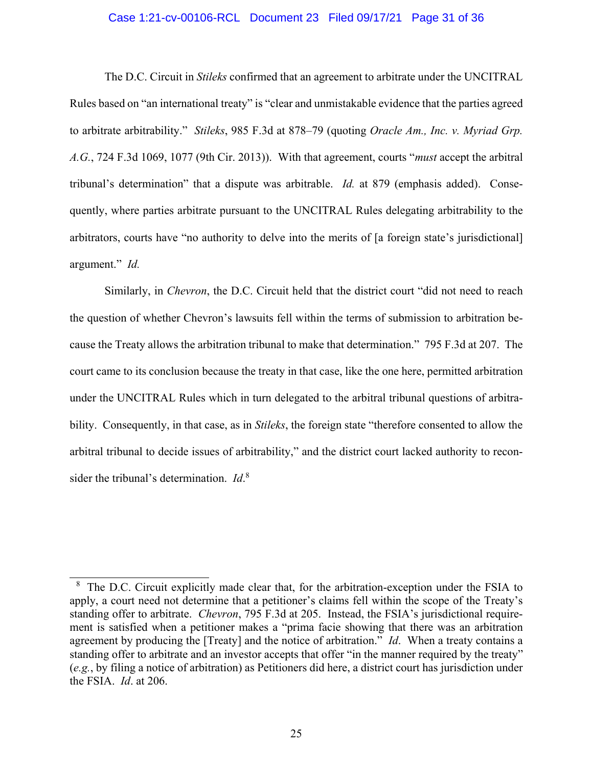The D.C. Circuit in *Stileks* confirmed that an agreement to arbitrate under the UNCITRAL Rules based on "an international treaty" is "clear and unmistakable evidence that the parties agreed to arbitrate arbitrability." *Stileks*, 985 F.3d at 878–79 (quoting *Oracle Am., Inc. v. Myriad Grp. A.G.*, 724 F.3d 1069, 1077 (9th Cir. 2013)). With that agreement, courts "*must* accept the arbitral tribunal's determination" that a dispute was arbitrable. *Id.* at 879 (emphasis added). Consequently, where parties arbitrate pursuant to the UNCITRAL Rules delegating arbitrability to the arbitrators, courts have "no authority to delve into the merits of [a foreign state's jurisdictional] argument." *Id.*

Similarly, in *Chevron*, the D.C. Circuit held that the district court "did not need to reach the question of whether Chevron's lawsuits fell within the terms of submission to arbitration because the Treaty allows the arbitration tribunal to make that determination." 795 F.3d at 207. The court came to its conclusion because the treaty in that case, like the one here, permitted arbitration under the UNCITRAL Rules which in turn delegated to the arbitral tribunal questions of arbitrability. Consequently, in that case, as in *Stileks*, the foreign state "therefore consented to allow the arbitral tribunal to decide issues of arbitrability," and the district court lacked authority to reconsider the tribunal's determination. *Id*.[8]

---

[8] The D.C. Circuit explicitly made clear that, for the arbitration-exception under the FSIA to apply, a court need not determine that a petitioner's claims fell within the scope of the Treaty's standing offer to arbitrate. *Chevron*, 795 F.3d at 205. Instead, the FSIA's jurisdictional requirement is satisfied when a petitioner makes a "prima facie showing that there was an arbitration agreement by producing the [Treaty] and the notice of arbitration." *Id*. When a treaty contains a standing offer to arbitrate and an investor accepts that offer "in the manner required by the treaty" (*e.g.*, by filing a notice of arbitration) as Petitioners did here, a district court has jurisdiction under the FSIA. *Id*. at 206.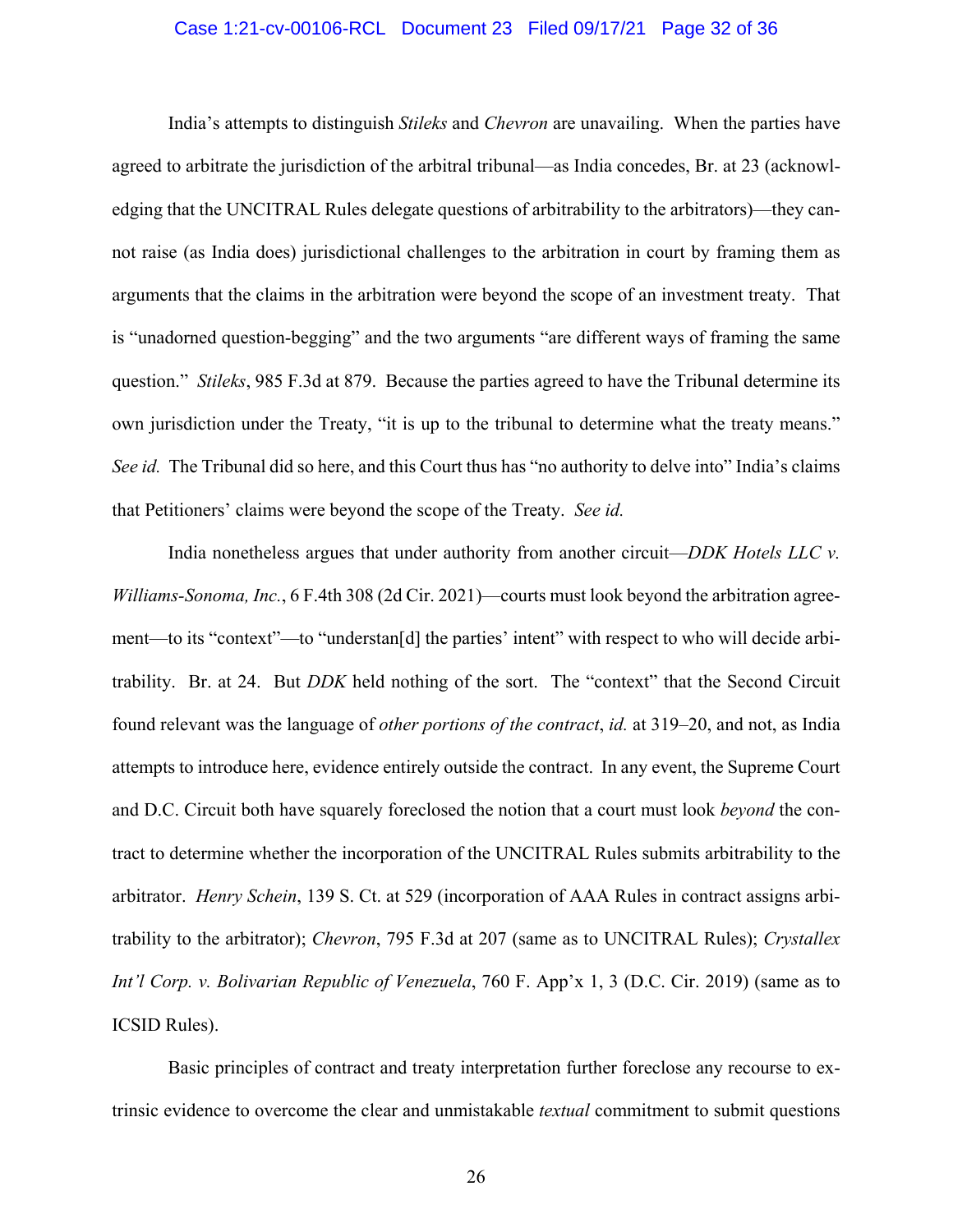India's attempts to distinguish *Stileks* and *Chevron* are unavailing. When the parties have agreed to arbitrate the jurisdiction of the arbitral tribunal—as India concedes, Br. at 23 (acknowledging that the UNCITRAL Rules delegate questions of arbitrability to the arbitrators)—they cannot raise (as India does) jurisdictional challenges to the arbitration in court by framing them as arguments that the claims in the arbitration were beyond the scope of an investment treaty. That is "unadorned question-begging" and the two arguments "are different ways of framing the same question." *Stileks*, 985 F.3d at 879. Because the parties agreed to have the Tribunal determine its own jurisdiction under the Treaty, "it is up to the tribunal to determine what the treaty means." *See id.* The Tribunal did so here, and this Court thus has "no authority to delve into" India's claims that Petitioners' claims were beyond the scope of the Treaty. *See id.*

India nonetheless argues that under authority from another circuit—*DDK Hotels LLC v. Williams-Sonoma, Inc.*, 6 F.4th 308 (2d Cir. 2021)—courts must look beyond the arbitration agreement—to its "context"—to "understan[d] the parties' intent" with respect to who will decide arbitrability. Br. at 24. But *DDK* held nothing of the sort. The "context" that the Second Circuit found relevant was the language of *other portions of the contract*, *id.* at 319–20, and not, as India attempts to introduce here, evidence entirely outside the contract. In any event, the Supreme Court and D.C. Circuit both have squarely foreclosed the notion that a court must look *beyond* the contract to determine whether the incorporation of the UNCITRAL Rules submits arbitrability to the arbitrator. *Henry Schein*, 139 S. Ct. at 529 (incorporation of AAA Rules in contract assigns arbitrability to the arbitrator); *Chevron*, 795 F.3d at 207 (same as to UNCITRAL Rules); *Crystallex Int'l Corp. v. Bolivarian Republic of Venezuela*, 760 F. App'x 1, 3 (D.C. Cir. 2019) (same as to ICSID Rules).

Basic principles of contract and treaty interpretation further foreclose any recourse to extrinsic evidence to overcome the clear and unmistakable *textual* commitment to submit questions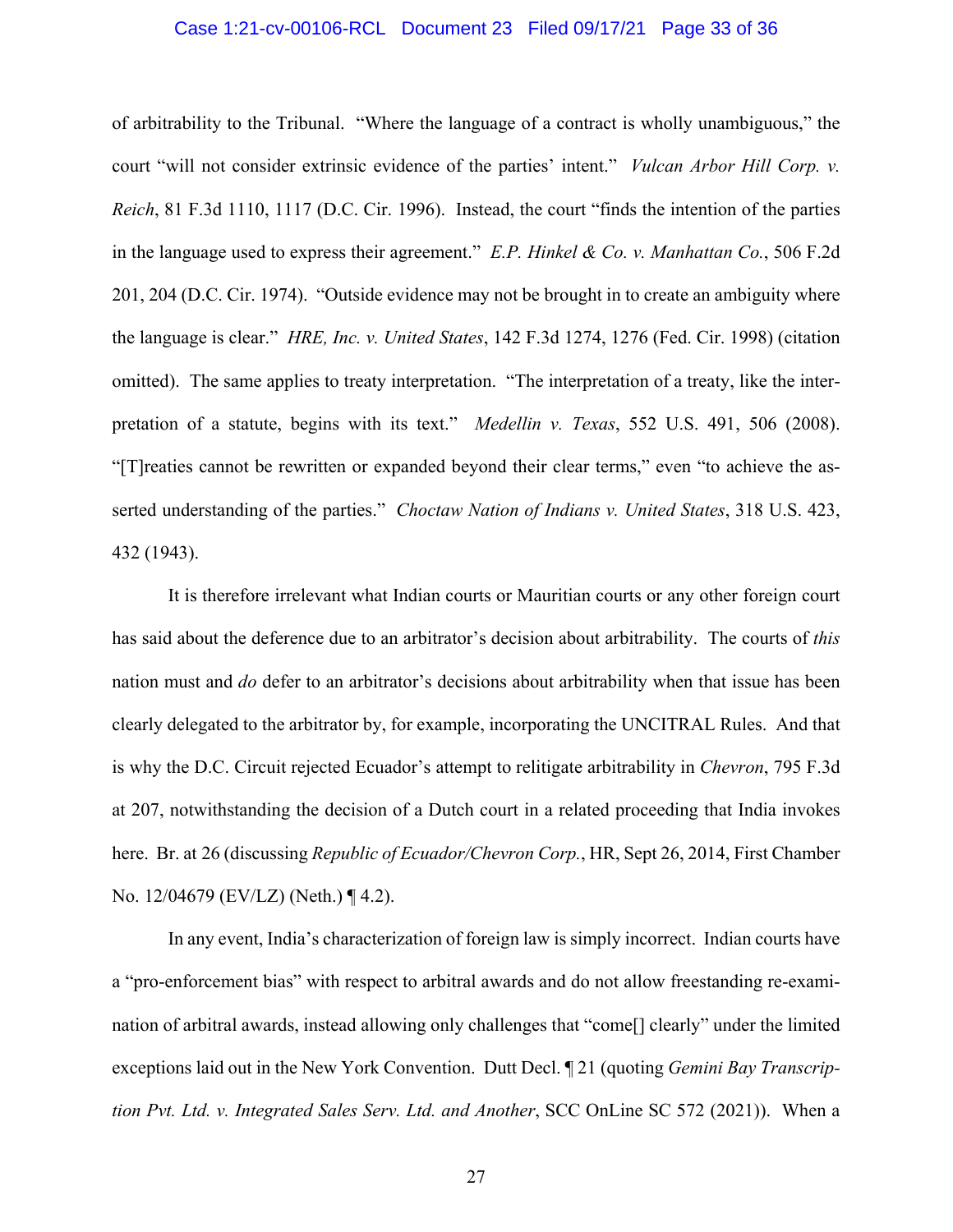of arbitrability to the Tribunal. "Where the language of a contract is wholly unambiguous," the court "will not consider extrinsic evidence of the parties' intent." *Vulcan Arbor Hill Corp. v. Reich*, 81 F.3d 1110, 1117 (D.C. Cir. 1996). Instead, the court "finds the intention of the parties in the language used to express their agreement." *E.P. Hinkel & Co. v. Manhattan Co.*, 506 F.2d 201, 204 (D.C. Cir. 1974). "Outside evidence may not be brought in to create an ambiguity where the language is clear." *HRE, Inc. v. United States*, 142 F.3d 1274, 1276 (Fed. Cir. 1998) (citation omitted). The same applies to treaty interpretation. "The interpretation of a treaty, like the interpretation of a statute, begins with its text." *Medellin v. Texas*, 552 U.S. 491, 506 (2008). "[T]reaties cannot be rewritten or expanded beyond their clear terms," even "to achieve the asserted understanding of the parties." *Choctaw Nation of Indians v. United States*, 318 U.S. 423, 432 (1943).

It is therefore irrelevant what Indian courts or Mauritian courts or any other foreign court has said about the deference due to an arbitrator's decision about arbitrability. The courts of *this* nation must and *do* defer to an arbitrator's decisions about arbitrability when that issue has been clearly delegated to the arbitrator by, for example, incorporating the UNCITRAL Rules. And that is why the D.C. Circuit rejected Ecuador's attempt to relitigate arbitrability in *Chevron*, 795 F.3d at 207, notwithstanding the decision of a Dutch court in a related proceeding that India invokes here. Br. at 26 (discussing *Republic of Ecuador/Chevron Corp.*, HR, Sept 26, 2014, First Chamber No. 12/04679 (EV/LZ) (Neth.) ¶ 4.2).

In any event, India's characterization of foreign law is simply incorrect. Indian courts have a "pro-enforcement bias" with respect to arbitral awards and do not allow freestanding re-examination of arbitral awards, instead allowing only challenges that "come[] clearly" under the limited exceptions laid out in the New York Convention. Dutt Decl. ¶ 21 (quoting *Gemini Bay Transcription Pvt. Ltd. v. Integrated Sales Serv. Ltd. and Another*, SCC OnLine SC 572 (2021)). When a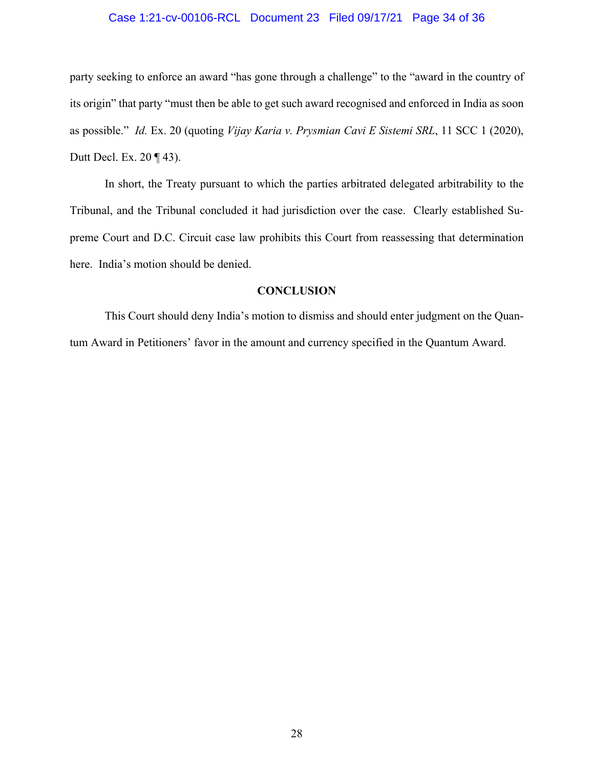party seeking to enforce an award "has gone through a challenge" to the "award in the country of its origin" that party "must then be able to get such award recognised and enforced in India as soon as possible." *Id.* Ex. 20 (quoting *Vijay Karia v. Prysmian Cavi E Sistemi SRL*, 11 SCC 1 (2020), Dutt Decl. Ex. 20 ¶ 43).

In short, the Treaty pursuant to which the parties arbitrated delegated arbitrability to the Tribunal, and the Tribunal concluded it had jurisdiction over the case. Clearly established Supreme Court and D.C. Circuit case law prohibits this Court from reassessing that determination here. India's motion should be denied.

**CONCLUSION**

This Court should deny India's motion to dismiss and should enter judgment on the Quantum Award in Petitioners' favor in the amount and currency specified in the Quantum Award.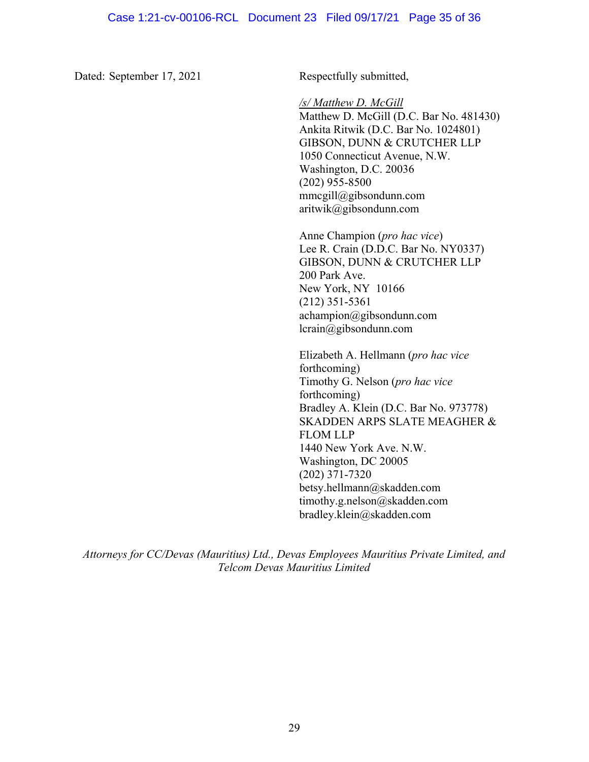Dated: September 17, 2021

Respectfully submitted,

*/s/ Matthew D. McGill*
Matthew D. McGill (D.C. Bar No. 481430)
Ankita Ritwik (D.C. Bar No. 1024801)
GIBSON, DUNN & CRUTCHER LLP
1050 Connecticut Avenue, N.W.
Washington, D.C. 20036
(202) 955-8500
mmcgill@gibsondunn.com
aritwik@gibsondunn.com

Anne Champion (*pro hac vice*)
Lee R. Crain (D.D.C. Bar No. NY0337)
GIBSON, DUNN & CRUTCHER LLP
200 Park Ave.
New York, NY 10166
(212) 351-5361
achampion@gibsondunn.com
lcrain@gibsondunn.com

Elizabeth A. Hellmann (*pro hac vice* forthcoming)
Timothy G. Nelson (*pro hac vice* forthcoming)
Bradley A. Klein (D.C. Bar No. 973778)
SKADDEN ARPS SLATE MEAGHER & FLOM LLP
1440 New York Ave. N.W.
Washington, DC 20005
(202) 371-7320
betsy.hellmann@skadden.com
timothy.g.nelson@skadden.com
bradley.klein@skadden.com

*Attorneys for CC/Devas (Mauritius) Ltd., Devas Employees Mauritius Private Limited, and Telcom Devas Mauritius Limited*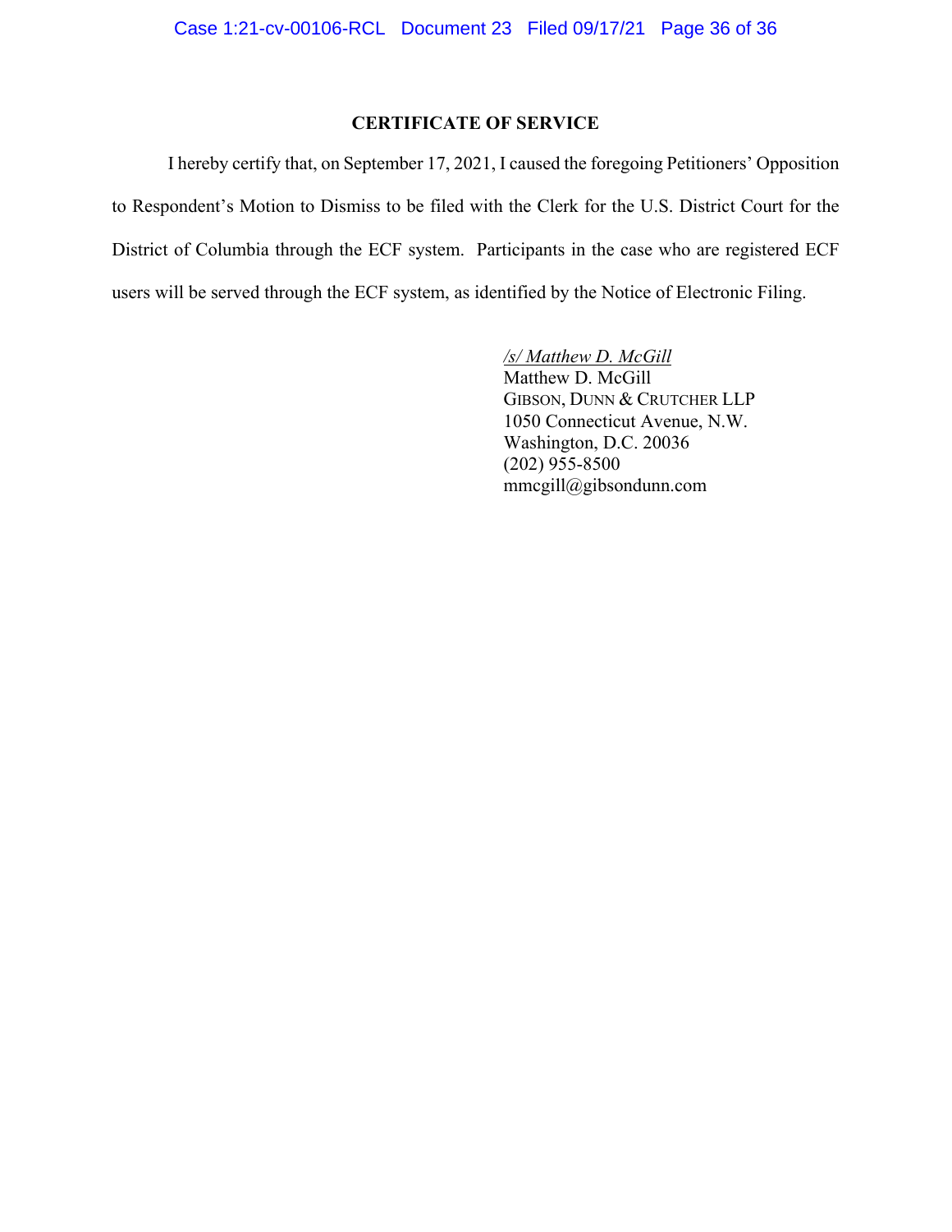**CERTIFICATE OF SERVICE**

I hereby certify that, on September 17, 2021, I caused the foregoing Petitioners' Opposition to Respondent's Motion to Dismiss to be filed with the Clerk for the U.S. District Court for the District of Columbia through the ECF system. Participants in the case who are registered ECF users will be served through the ECF system, as identified by the Notice of Electronic Filing.

*/s/ Matthew D. McGill*
Matthew D. McGill
GIBSON, DUNN & CRUTCHER LLP
1050 Connecticut Avenue, N.W.
Washington, D.C. 20036
(202) 955-8500
mmcgill@gibsondunn.com